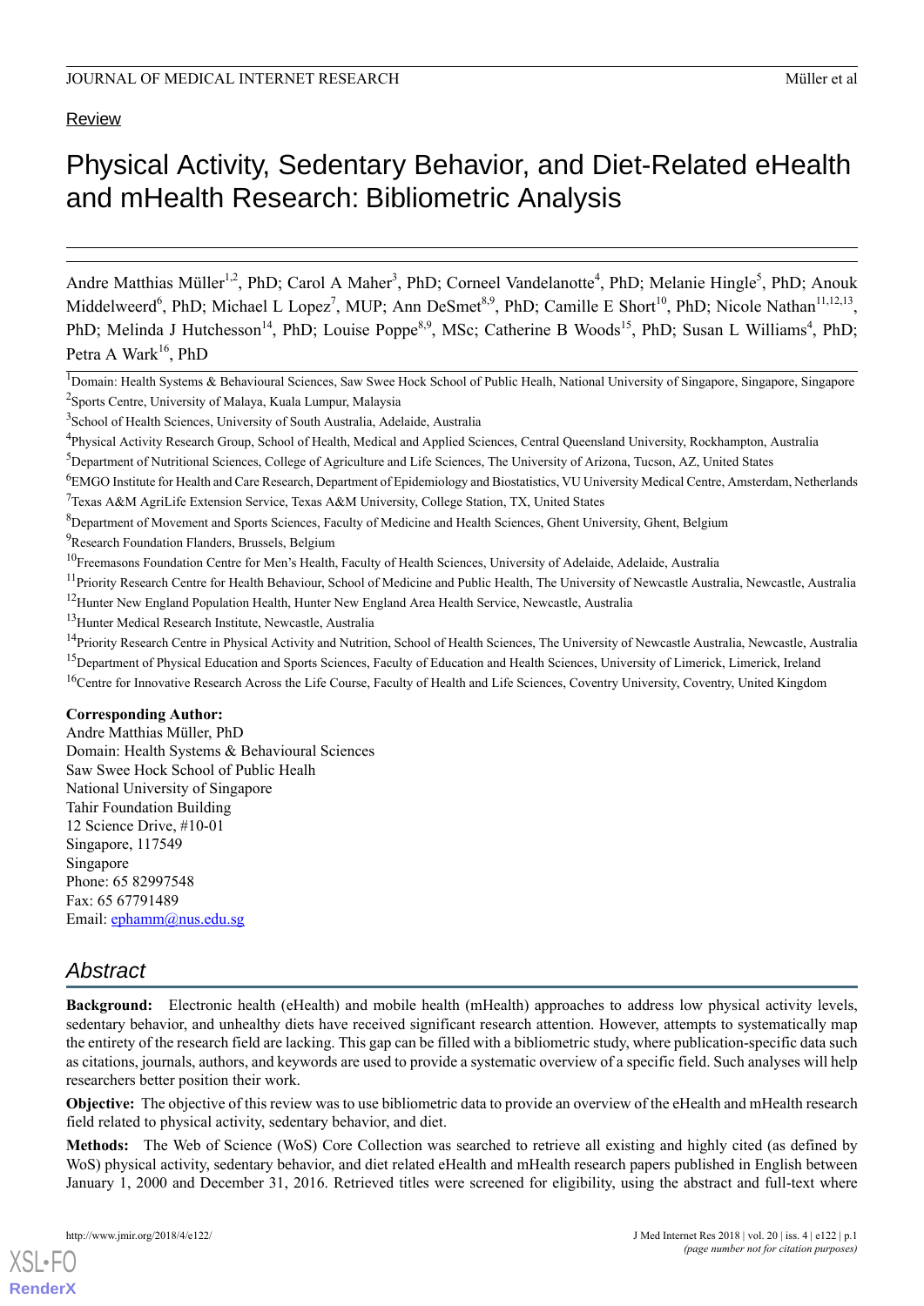Review

# Physical Activity, Sedentary Behavior, and Diet-Related eHealth and mHealth Research: Bibliometric Analysis

Andre Matthias Müller[1,2], PhD; Carol A Maher[3], PhD; Corneel Vandelanotte[4], PhD; Melanie Hingle[5], PhD; Anouk Middelweerd[6], PhD; Michael L Lopez[7], MUP; Ann DeSmet[8,9], PhD; Camille E Short[10], PhD; Nicole Nathan[11,12,13], PhD; Melinda J Hutchesson[14], PhD; Louise Poppe[8,9], MSc; Catherine B Woods[15], PhD; Susan L Williams[4], PhD; Petra A Wark[16], PhD

[1]Domain: Health Systems & Behavioural Sciences, Saw Swee Hock School of Public Healh, National University of Singapore, Singapore, Singapore
[2]Sports Centre, University of Malaya, Kuala Lumpur, Malaysia
[3]School of Health Sciences, University of South Australia, Adelaide, Australia
[4]Physical Activity Research Group, School of Health, Medical and Applied Sciences, Central Queensland University, Rockhampton, Australia
[5]Department of Nutritional Sciences, College of Agriculture and Life Sciences, The University of Arizona, Tucson, AZ, United States
[6]EMGO Institute for Health and Care Research, Department of Epidemiology and Biostatistics, VU University Medical Centre, Amsterdam, Netherlands
[7]Texas A&M AgriLife Extension Service, Texas A&M University, College Station, TX, United States
[8]Department of Movement and Sports Sciences, Faculty of Medicine and Health Sciences, Ghent University, Ghent, Belgium
[9]Research Foundation Flanders, Brussels, Belgium
[10]Freemasons Foundation Centre for Men's Health, Faculty of Health Sciences, University of Adelaide, Adelaide, Australia
[11]Priority Research Centre for Health Behaviour, School of Medicine and Public Health, The University of Newcastle Australia, Newcastle, Australia
[12]Hunter New England Population Health, Hunter New England Area Health Service, Newcastle, Australia
[13]Hunter Medical Research Institute, Newcastle, Australia
[14]Priority Research Centre in Physical Activity and Nutrition, School of Health Sciences, The University of Newcastle Australia, Newcastle, Australia
[15]Department of Physical Education and Sports Sciences, Faculty of Education and Health Sciences, University of Limerick, Limerick, Ireland
[16]Centre for Innovative Research Across the Life Course, Faculty of Health and Life Sciences, Coventry University, Coventry, United Kingdom

**Corresponding Author:**
Andre Matthias Müller, PhD
Domain: Health Systems & Behavioural Sciences
Saw Swee Hock School of Public Healh
National University of Singapore
Tahir Foundation Building
12 Science Drive, #10-01
Singapore, 117549
Singapore
Phone: 65 82997548
Fax: 65 67791489
Email: ephamm@nus.edu.sg

## Abstract

**Background:** Electronic health (eHealth) and mobile health (mHealth) approaches to address low physical activity levels, sedentary behavior, and unhealthy diets have received significant research attention. However, attempts to systematically map the entirety of the research field are lacking. This gap can be filled with a bibliometric study, where publication-specific data such as citations, journals, authors, and keywords are used to provide a systematic overview of a specific field. Such analyses will help researchers better position their work.

**Objective:** The objective of this review was to use bibliometric data to provide an overview of the eHealth and mHealth research field related to physical activity, sedentary behavior, and diet.

**Methods:** The Web of Science (WoS) Core Collection was searched to retrieve all existing and highly cited (as defined by WoS) physical activity, sedentary behavior, and diet related eHealth and mHealth research papers published in English between January 1, 2000 and December 31, 2016. Retrieved titles were screened for eligibility, using the abstract and full-text where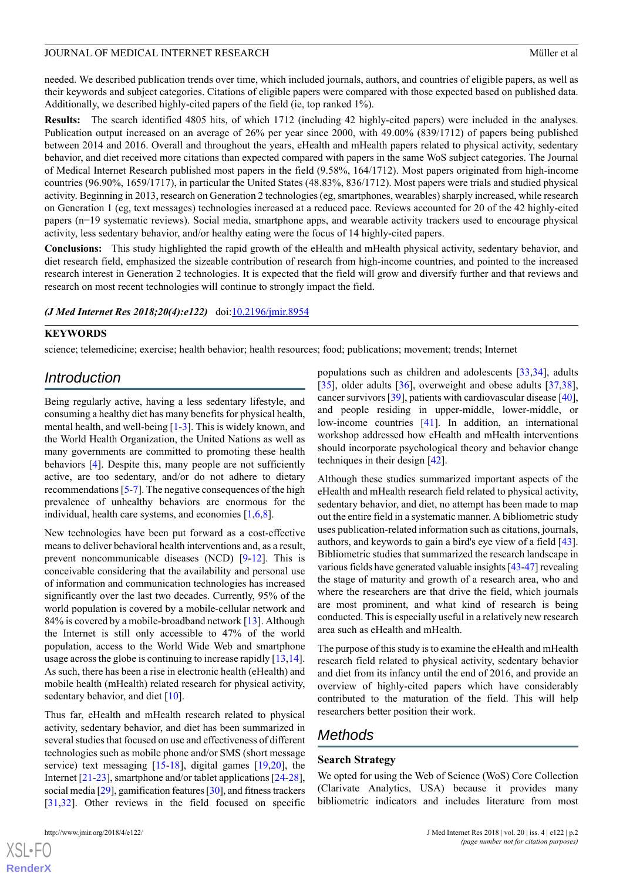needed. We described publication trends over time, which included journals, authors, and countries of eligible papers, as well as their keywords and subject categories. Citations of eligible papers were compared with those expected based on published data. Additionally, we described highly-cited papers of the field (ie, top ranked 1%).

**Results:** The search identified 4805 hits, of which 1712 (including 42 highly-cited papers) were included in the analyses. Publication output increased on an average of 26% per year since 2000, with 49.00% (839/1712) of papers being published between 2014 and 2016. Overall and throughout the years, eHealth and mHealth papers related to physical activity, sedentary behavior, and diet received more citations than expected compared with papers in the same WoS subject categories. The Journal of Medical Internet Research published most papers in the field (9.58%, 164/1712). Most papers originated from high-income countries (96.90%, 1659/1717), in particular the United States (48.83%, 836/1712). Most papers were trials and studied physical activity. Beginning in 2013, research on Generation 2 technologies (eg, smartphones, wearables) sharply increased, while research on Generation 1 (eg, text messages) technologies increased at a reduced pace. Reviews accounted for 20 of the 42 highly-cited papers (n=19 systematic reviews). Social media, smartphone apps, and wearable activity trackers used to encourage physical activity, less sedentary behavior, and/or healthy eating were the focus of 14 highly-cited papers.

**Conclusions:** This study highlighted the rapid growth of the eHealth and mHealth physical activity, sedentary behavior, and diet research field, emphasized the sizeable contribution of research from high-income countries, and pointed to the increased research interest in Generation 2 technologies. It is expected that the field will grow and diversify further and that reviews and research on most recent technologies will continue to strongly impact the field.

***(J Med Internet Res 2018;20(4):e122)*** doi:10.2196/jmir.8954

**KEYWORDS**

science; telemedicine; exercise; health behavior; health resources; food; publications; movement; trends; Internet

## Introduction

Being regularly active, having a less sedentary lifestyle, and consuming a healthy diet has many benefits for physical health, mental health, and well-being [1-3]. This is widely known, and the World Health Organization, the United Nations as well as many governments are committed to promoting these health behaviors [4]. Despite this, many people are not sufficiently active, are too sedentary, and/or do not adhere to dietary recommendations [5-7]. The negative consequences of the high prevalence of unhealthy behaviors are enormous for the individual, health care systems, and economies [1,6,8].

New technologies have been put forward as a cost-effective means to deliver behavioral health interventions and, as a result, prevent noncommunicable diseases (NCD) [9-12]. This is conceivable considering that the availability and personal use of information and communication technologies has increased significantly over the last two decades. Currently, 95% of the world population is covered by a mobile-cellular network and 84% is covered by a mobile-broadband network [13]. Although the Internet is still only accessible to 47% of the world population, access to the World Wide Web and smartphone usage across the globe is continuing to increase rapidly [13,14]. As such, there has been a rise in electronic health (eHealth) and mobile health (mHealth) related research for physical activity, sedentary behavior, and diet [10].

Thus far, eHealth and mHealth research related to physical activity, sedentary behavior, and diet has been summarized in several studies that focused on use and effectiveness of different technologies such as mobile phone and/or SMS (short message service) text messaging [15-18], digital games [19,20], the Internet [21-23], smartphone and/or tablet applications [24-28], social media [29], gamification features [30], and fitness trackers [31,32]. Other reviews in the field focused on specific populations such as children and adolescents [33,34], adults [35], older adults [36], overweight and obese adults [37,38], cancer survivors [39], patients with cardiovascular disease [40], and people residing in upper-middle, lower-middle, or low-income countries [41]. In addition, an international workshop addressed how eHealth and mHealth interventions should incorporate psychological theory and behavior change techniques in their design [42].

Although these studies summarized important aspects of the eHealth and mHealth research field related to physical activity, sedentary behavior, and diet, no attempt has been made to map out the entire field in a systematic manner. A bibliometric study uses publication-related information such as citations, journals, authors, and keywords to gain a bird's eye view of a field [43]. Bibliometric studies that summarized the research landscape in various fields have generated valuable insights [43-47] revealing the stage of maturity and growth of a research area, who and where the researchers are that drive the field, which journals are most prominent, and what kind of research is being conducted. This is especially useful in a relatively new research area such as eHealth and mHealth.

The purpose of this study is to examine the eHealth and mHealth research field related to physical activity, sedentary behavior and diet from its infancy until the end of 2016, and provide an overview of highly-cited papers which have considerably contributed to the maturation of the field. This will help researchers better position their work.

## Methods

### Search Strategy

We opted for using the Web of Science (WoS) Core Collection (Clarivate Analytics, USA) because it provides many bibliometric indicators and includes literature from most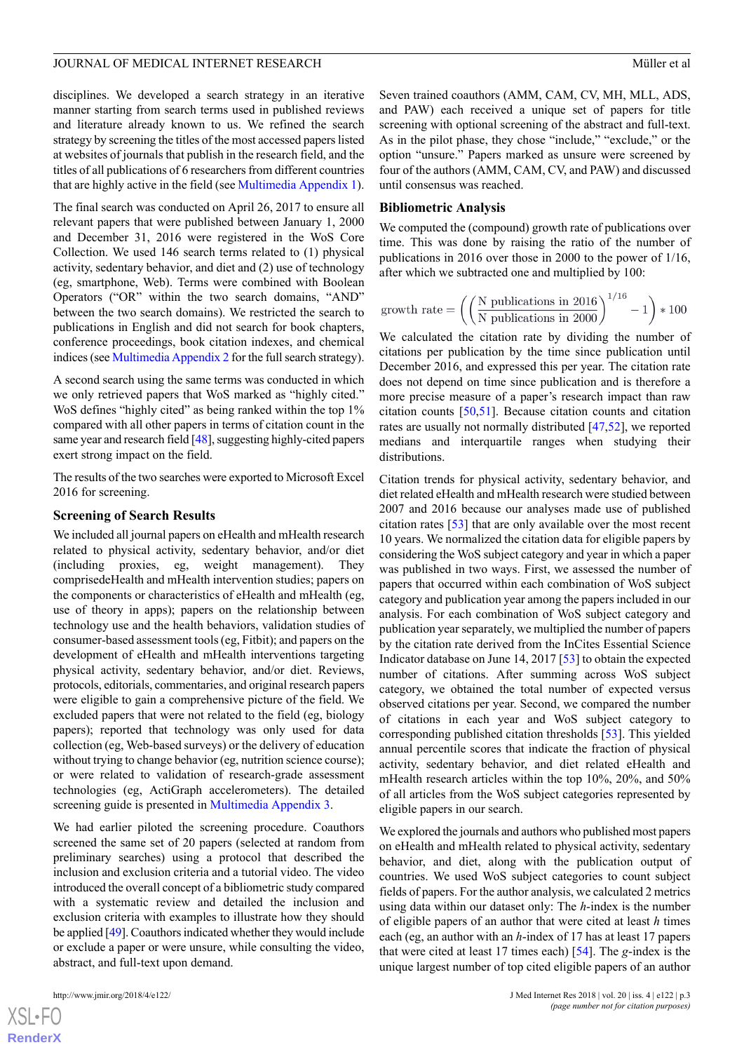disciplines. We developed a search strategy in an iterative manner starting from search terms used in published reviews and literature already known to us. We refined the search strategy by screening the titles of the most accessed papers listed at websites of journals that publish in the research field, and the titles of all publications of 6 researchers from different countries that are highly active in the field (see Multimedia Appendix 1).

The final search was conducted on April 26, 2017 to ensure all relevant papers that were published between January 1, 2000 and December 31, 2016 were registered in the WoS Core Collection. We used 146 search terms related to (1) physical activity, sedentary behavior, and diet and (2) use of technology (eg, smartphone, Web). Terms were combined with Boolean Operators ("OR" within the two search domains, "AND" between the two search domains). We restricted the search to publications in English and did not search for book chapters, conference proceedings, book citation indexes, and chemical indices (see Multimedia Appendix 2 for the full search strategy).

A second search using the same terms was conducted in which we only retrieved papers that WoS marked as "highly cited." WoS defines "highly cited" as being ranked within the top 1% compared with all other papers in terms of citation count in the same year and research field [48], suggesting highly-cited papers exert strong impact on the field.

The results of the two searches were exported to Microsoft Excel 2016 for screening.

## Screening of Search Results

We included all journal papers on eHealth and mHealth research related to physical activity, sedentary behavior, and/or diet (including proxies, eg, weight management). They comprisedeHealth and mHealth intervention studies; papers on the components or characteristics of eHealth and mHealth (eg, use of theory in apps); papers on the relationship between technology use and the health behaviors, validation studies of consumer-based assessment tools (eg, Fitbit); and papers on the development of eHealth and mHealth interventions targeting physical activity, sedentary behavior, and/or diet. Reviews, protocols, editorials, commentaries, and original research papers were eligible to gain a comprehensive picture of the field. We excluded papers that were not related to the field (eg, biology papers); reported that technology was only used for data collection (eg, Web-based surveys) or the delivery of education without trying to change behavior (eg, nutrition science course); or were related to validation of research-grade assessment technologies (eg, ActiGraph accelerometers). The detailed screening guide is presented in Multimedia Appendix 3.

We had earlier piloted the screening procedure. Coauthors screened the same set of 20 papers (selected at random from preliminary searches) using a protocol that described the inclusion and exclusion criteria and a tutorial video. The video introduced the overall concept of a bibliometric study compared with a systematic review and detailed the inclusion and exclusion criteria with examples to illustrate how they should be applied [49]. Coauthors indicated whether they would include or exclude a paper or were unsure, while consulting the video, abstract, and full-text upon demand.

Seven trained coauthors (AMM, CAM, CV, MH, MLL, ADS, and PAW) each received a unique set of papers for title screening with optional screening of the abstract and full-text. As in the pilot phase, they chose "include," "exclude," or the option "unsure." Papers marked as unsure were screened by four of the authors (AMM, CAM, CV, and PAW) and discussed until consensus was reached.

## Bibliometric Analysis

We computed the (compound) growth rate of publications over time. This was done by raising the ratio of the number of publications in 2016 over those in 2000 to the power of 1/16, after which we subtracted one and multiplied by 100:

$$\text{growth rate} = \left( \left( \frac{\text{N publications in 2016}}{\text{N publications in 2000}} \right)^{1/16} - 1 \right) * 100$$

We calculated the citation rate by dividing the number of citations per publication by the time since publication until December 2016, and expressed this per year. The citation rate does not depend on time since publication and is therefore a more precise measure of a paper's research impact than raw citation counts [50,51]. Because citation counts and citation rates are usually not normally distributed [47,52], we reported medians and interquartile ranges when studying their distributions.

Citation trends for physical activity, sedentary behavior, and diet related eHealth and mHealth research were studied between 2007 and 2016 because our analyses made use of published citation rates [53] that are only available over the most recent 10 years. We normalized the citation data for eligible papers by considering the WoS subject category and year in which a paper was published in two ways. First, we assessed the number of papers that occurred within each combination of WoS subject category and publication year among the papers included in our analysis. For each combination of WoS subject category and publication year separately, we multiplied the number of papers by the citation rate derived from the InCites Essential Science Indicator database on June 14, 2017 [53] to obtain the expected number of citations. After summing across WoS subject category, we obtained the total number of expected versus observed citations per year. Second, we compared the number of citations in each year and WoS subject category to corresponding published citation thresholds [53]. This yielded annual percentile scores that indicate the fraction of physical activity, sedentary behavior, and diet related eHealth and mHealth research articles within the top 10%, 20%, and 50% of all articles from the WoS subject categories represented by eligible papers in our search.

We explored the journals and authors who published most papers on eHealth and mHealth related to physical activity, sedentary behavior, and diet, along with the publication output of countries. We used WoS subject categories to count subject fields of papers. For the author analysis, we calculated 2 metrics using data within our dataset only: The *h*-index is the number of eligible papers of an author that were cited at least *h* times each (eg, an author with an *h*-index of 17 has at least 17 papers that were cited at least 17 times each) [54]. The *g*-index is the unique largest number of top cited eligible papers of an author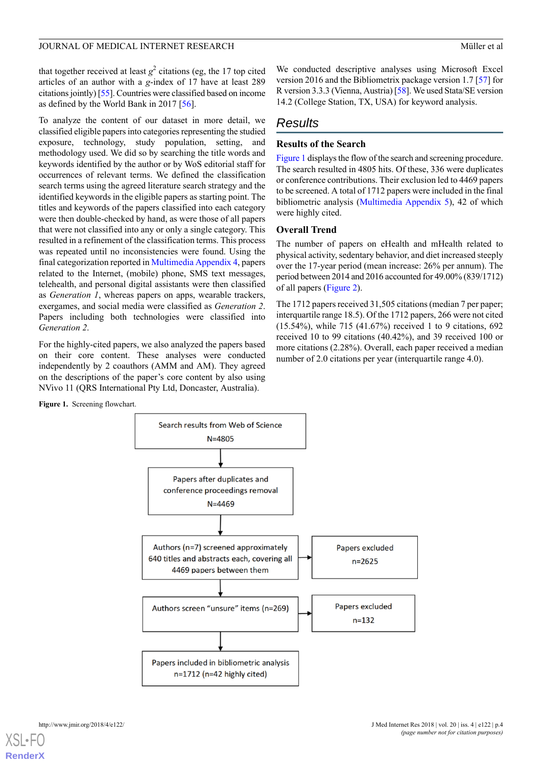that together received at least $g^2$ citations (eg, the 17 top cited articles of an author with a *g*-index of 17 have at least 289 citations jointly) [55]. Countries were classified based on income as defined by the World Bank in 2017 [56].

To analyze the content of our dataset in more detail, we classified eligible papers into categories representing the studied exposure, technology, study population, setting, and methodology used. We did so by searching the title words and keywords identified by the author or by WoS editorial staff for occurrences of relevant terms. We defined the classification search terms using the agreed literature search strategy and the identified keywords in the eligible papers as starting point. The titles and keywords of the papers classified into each category were then double-checked by hand, as were those of all papers that were not classified into any or only a single category. This resulted in a refinement of the classification terms. This process was repeated until no inconsistencies were found. Using the final categorization reported in Multimedia Appendix 4, papers related to the Internet, (mobile) phone, SMS text messages, telehealth, and personal digital assistants were then classified as *Generation 1*, whereas papers on apps, wearable trackers, exergames, and social media were classified as *Generation 2*. Papers including both technologies were classified into *Generation 2*.

For the highly-cited papers, we also analyzed the papers based on their core content. These analyses were conducted independently by 2 coauthors (AMM and AM). They agreed on the descriptions of the paper's core content by also using NVivo 11 (QRS International Pty Ltd, Doncaster, Australia).

We conducted descriptive analyses using Microsoft Excel version 2016 and the Bibliometrix package version 1.7 [57] for R version 3.3.3 (Vienna, Austria) [58]. We used Stata/SE version 14.2 (College Station, TX, USA) for keyword analysis.

## Results

### Results of the Search

Figure 1 displays the flow of the search and screening procedure. The search resulted in 4805 hits. Of these, 336 were duplicates or conference contributions. Their exclusion led to 4469 papers to be screened. A total of 1712 papers were included in the final bibliometric analysis (Multimedia Appendix 5), 42 of which were highly cited.

### Overall Trend

The number of papers on eHealth and mHealth related to physical activity, sedentary behavior, and diet increased steeply over the 17-year period (mean increase: 26% per annum). The period between 2014 and 2016 accounted for 49.00% (839/1712) of all papers (Figure 2).

The 1712 papers received 31,505 citations (median 7 per paper; interquartile range 18.5). Of the 1712 papers, 266 were not cited (15.54%), while 715 (41.67%) received 1 to 9 citations, 692 received 10 to 99 citations (40.42%), and 39 received 100 or more citations (2.28%). Overall, each paper received a median number of 2.0 citations per year (interquartile range 4.0).

**Figure 1.** Screening flowchart.

Search results from Web of Science
N=4805

↓

Papers after duplicates and conference proceedings removal
N=4469

↓

Authors (n=7) screened approximately 640 titles and abstracts each, covering all 4469 papers between them → Papers excluded n=2625

↓

Authors screen "unsure" items (n=269) → Papers excluded n=132

↓

Papers included in bibliometric analysis
n=1712 (n=42 highly cited)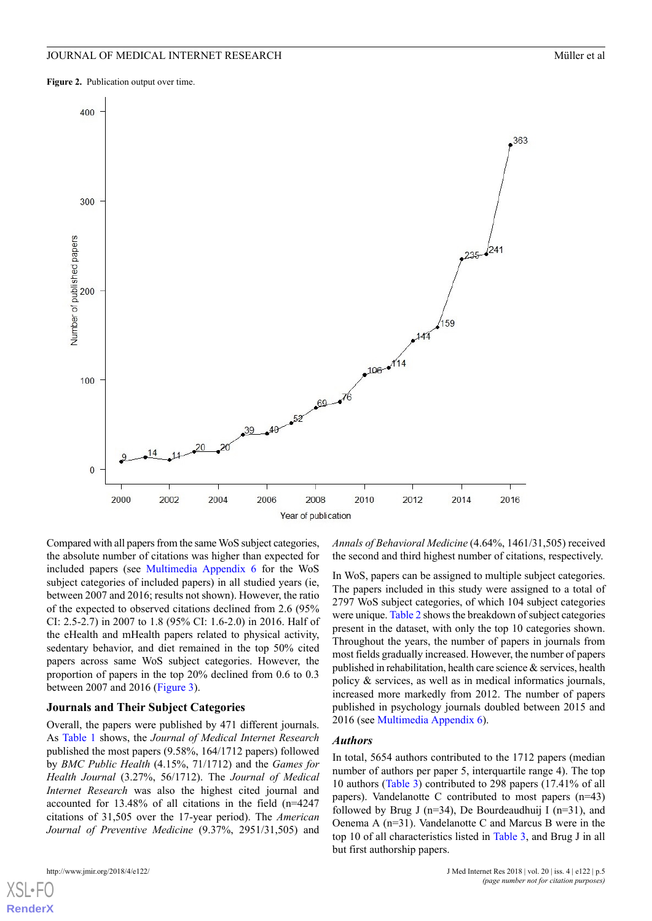**Figure 2.** Publication output over time.

Compared with all papers from the same WoS subject categories, the absolute number of citations was higher than expected for included papers (see Multimedia Appendix 6 for the WoS subject categories of included papers) in all studied years (ie, between 2007 and 2016; results not shown). However, the ratio of the expected to observed citations declined from 2.6 (95% CI: 2.5-2.7) in 2007 to 1.8 (95% CI: 1.6-2.0) in 2016. Half of the eHealth and mHealth papers related to physical activity, sedentary behavior, and diet remained in the top 50% cited papers across same WoS subject categories. However, the proportion of papers in the top 20% declined from 0.6 to 0.3 between 2007 and 2016 (Figure 3).

### Journals and Their Subject Categories

Overall, the papers were published by 471 different journals. As Table 1 shows, the *Journal of Medical Internet Research* published the most papers (9.58%, 164/1712 papers) followed by *BMC Public Health* (4.15%, 71/1712) and the *Games for Health Journal* (3.27%, 56/1712). The *Journal of Medical Internet Research* was also the highest cited journal and accounted for 13.48% of all citations in the field (n=4247 citations of 31,505 over the 17-year period). The *American Journal of Preventive Medicine* (9.37%, 2951/31,505) and *Annals of Behavioral Medicine* (4.64%, 1461/31,505) received the second and third highest number of citations, respectively.

In WoS, papers can be assigned to multiple subject categories. The papers included in this study were assigned to a total of 2797 WoS subject categories, of which 104 subject categories were unique. Table 2 shows the breakdown of subject categories present in the dataset, with only the top 10 categories shown. Throughout the years, the number of papers in journals from most fields gradually increased. However, the number of papers published in rehabilitation, health care science & services, health policy & services, as well as in medical informatics journals, increased more markedly from 2012. The number of papers published in psychology journals doubled between 2015 and 2016 (see Multimedia Appendix 6).

### *Authors*

In total, 5654 authors contributed to the 1712 papers (median number of authors per paper 5, interquartile range 4). The top 10 authors (Table 3) contributed to 298 papers (17.41% of all papers). Vandelanotte C contributed to most papers (n=43) followed by Brug J (n=34), De Bourdeaudhuij I (n=31), and Oenema A (n=31). Vandelanotte C and Marcus B were in the top 10 of all characteristics listed in Table 3, and Brug J in all but first authorship papers.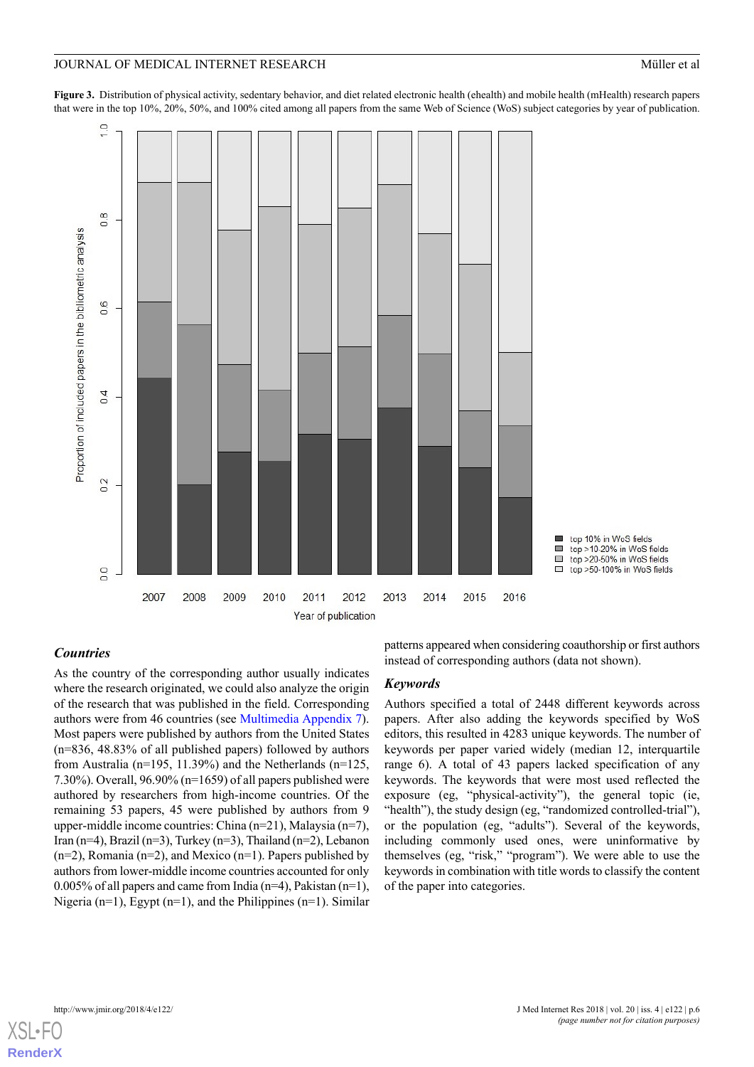**Figure 3.** Distribution of physical activity, sedentary behavior, and diet related electronic health (ehealth) and mobile health (mHealth) research papers that were in the top 10%, 20%, 50%, and 100% cited among all papers from the same Web of Science (WoS) subject categories by year of publication.

### *Countries*

As the country of the corresponding author usually indicates where the research originated, we could also analyze the origin of the research that was published in the field. Corresponding authors were from 46 countries (see Multimedia Appendix 7). Most papers were published by authors from the United States (n=836, 48.83% of all published papers) followed by authors from Australia (n=195, 11.39%) and the Netherlands (n=125, 7.30%). Overall, 96.90% (n=1659) of all papers published were authored by researchers from high-income countries. Of the remaining 53 papers, 45 were published by authors from 9 upper-middle income countries: China (n=21), Malaysia (n=7), Iran (n=4), Brazil (n=3), Turkey (n=3), Thailand (n=2), Lebanon (n=2), Romania (n=2), and Mexico (n=1). Papers published by authors from lower-middle income countries accounted for only 0.005% of all papers and came from India (n=4), Pakistan (n=1), Nigeria (n=1), Egypt (n=1), and the Philippines (n=1). Similar patterns appeared when considering coauthorship or first authors instead of corresponding authors (data not shown).

### *Keywords*

Authors specified a total of 2448 different keywords across papers. After also adding the keywords specified by WoS editors, this resulted in 4283 unique keywords. The number of keywords per paper varied widely (median 12, interquartile range 6). A total of 43 papers lacked specification of any keywords. The keywords that were most used reflected the exposure (eg, “physical-activity”), the general topic (ie, “health”), the study design (eg, “randomized controlled-trial”), or the population (eg, “adults”). Several of the keywords, including commonly used ones, were uninformative by themselves (eg, “risk,” “program”). We were able to use the keywords in combination with title words to classify the content of the paper into categories.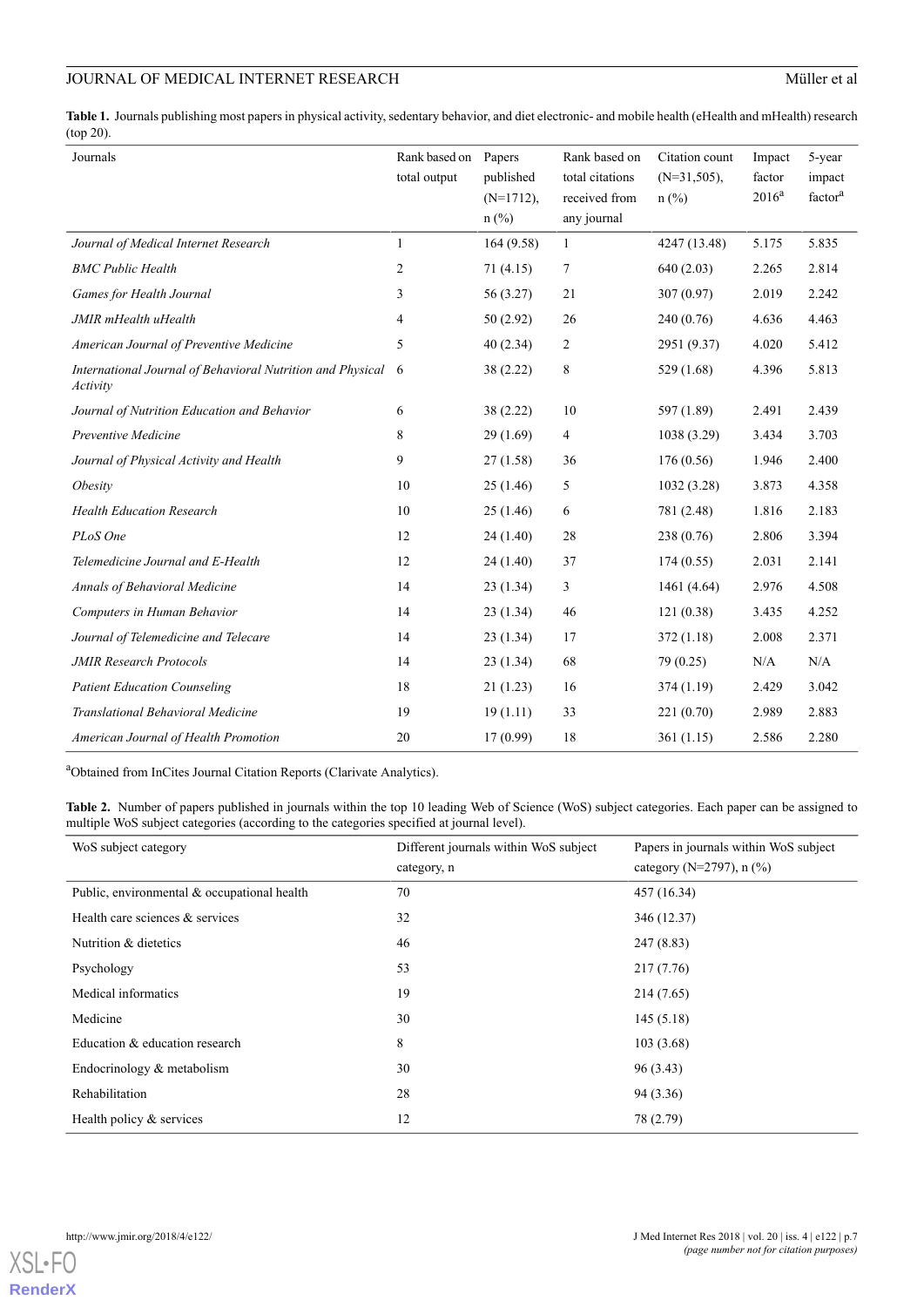**Table 1.** Journals publishing most papers in physical activity, sedentary behavior, and diet electronic- and mobile health (eHealth and mHealth) research (top 20).

| Journals | Rank based on total output | Papers published (N=1712), n (%) | Rank based on total citations received from any journal | Citation count (N=31,505), n (%) | Impact factor 2016[a] | 5-year impact factor[a] |
|---|---|---|---|---|---|---|
| *Journal of Medical Internet Research* | 1 | 164 (9.58) | 1 | 4247 (13.48) | 5.175 | 5.835 |
| *BMC Public Health* | 2 | 71 (4.15) | 7 | 640 (2.03) | 2.265 | 2.814 |
| *Games for Health Journal* | 3 | 56 (3.27) | 21 | 307 (0.97) | 2.019 | 2.242 |
| *JMIR mHealth uHealth* | 4 | 50 (2.92) | 26 | 240 (0.76) | 4.636 | 4.463 |
| *American Journal of Preventive Medicine* | 5 | 40 (2.34) | 2 | 2951 (9.37) | 4.020 | 5.412 |
| *International Journal of Behavioral Nutrition and Physical Activity* | 6 | 38 (2.22) | 8 | 529 (1.68) | 4.396 | 5.813 |
| *Journal of Nutrition Education and Behavior* | 6 | 38 (2.22) | 10 | 597 (1.89) | 2.491 | 2.439 |
| *Preventive Medicine* | 8 | 29 (1.69) | 4 | 1038 (3.29) | 3.434 | 3.703 |
| *Journal of Physical Activity and Health* | 9 | 27 (1.58) | 36 | 176 (0.56) | 1.946 | 2.400 |
| *Obesity* | 10 | 25 (1.46) | 5 | 1032 (3.28) | 3.873 | 4.358 |
| *Health Education Research* | 10 | 25 (1.46) | 6 | 781 (2.48) | 1.816 | 2.183 |
| *PLoS One* | 12 | 24 (1.40) | 28 | 238 (0.76) | 2.806 | 3.394 |
| *Telemedicine Journal and E-Health* | 12 | 24 (1.40) | 37 | 174 (0.55) | 2.031 | 2.141 |
| *Annals of Behavioral Medicine* | 14 | 23 (1.34) | 3 | 1461 (4.64) | 2.976 | 4.508 |
| *Computers in Human Behavior* | 14 | 23 (1.34) | 46 | 121 (0.38) | 3.435 | 4.252 |
| *Journal of Telemedicine and Telecare* | 14 | 23 (1.34) | 17 | 372 (1.18) | 2.008 | 2.371 |
| *JMIR Research Protocols* | 14 | 23 (1.34) | 68 | 79 (0.25) | N/A | N/A |
| *Patient Education Counseling* | 18 | 21 (1.23) | 16 | 374 (1.19) | 2.429 | 3.042 |
| *Translational Behavioral Medicine* | 19 | 19 (1.11) | 33 | 221 (0.70) | 2.989 | 2.883 |
| *American Journal of Health Promotion* | 20 | 17 (0.99) | 18 | 361 (1.15) | 2.586 | 2.280 |

[a]Obtained from InCites Journal Citation Reports (Clarivate Analytics).

**Table 2.** Number of papers published in journals within the top 10 leading Web of Science (WoS) subject categories. Each paper can be assigned to multiple WoS subject categories (according to the categories specified at journal level).

| WoS subject category | Different journals within WoS subject category, n | Papers in journals within WoS subject category (N=2797), n (%) |
|---|---|---|
| Public, environmental & occupational health | 70 | 457 (16.34) |
| Health care sciences & services | 32 | 346 (12.37) |
| Nutrition & dietetics | 46 | 247 (8.83) |
| Psychology | 53 | 217 (7.76) |
| Medical informatics | 19 | 214 (7.65) |
| Medicine | 30 | 145 (5.18) |
| Education & education research | 8 | 103 (3.68) |
| Endocrinology & metabolism | 30 | 96 (3.43) |
| Rehabilitation | 28 | 94 (3.36) |
| Health policy & services | 12 | 78 (2.79) |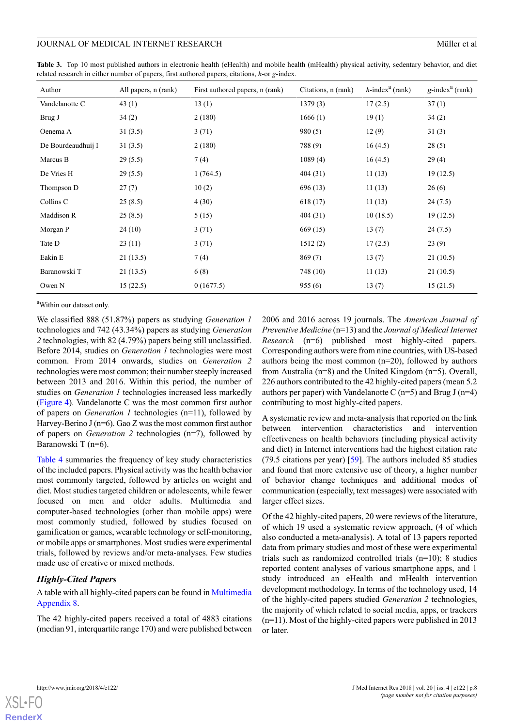**Table 3.** Top 10 most published authors in electronic health (eHealth) and mobile health (mHealth) physical activity, sedentary behavior, and diet related research in either number of papers, first authored papers, citations, *h*-or *g*-index.

| Author | All papers, n (rank) | First authored papers, n (rank) | Citations, n (rank) | *h*-index[a] (rank) | *g*-index[a] (rank) |
|---|---|---|---|---|---|
| Vandelanotte C | 43 (1) | 13 (1) | 1379 (3) | 17 (2.5) | 37 (1) |
| Brug J | 34 (2) | 2 (180) | 1666 (1) | 19 (1) | 34 (2) |
| Oenema A | 31 (3.5) | 3 (71) | 980 (5) | 12 (9) | 31 (3) |
| De Bourdeaudhuij I | 31 (3.5) | 2 (180) | 788 (9) | 16 (4.5) | 28 (5) |
| Marcus B | 29 (5.5) | 7 (4) | 1089 (4) | 16 (4.5) | 29 (4) |
| De Vries H | 29 (5.5) | 1 (764.5) | 404 (31) | 11 (13) | 19 (12.5) |
| Thompson D | 27 (7) | 10 (2) | 696 (13) | 11 (13) | 26 (6) |
| Collins C | 25 (8.5) | 4 (30) | 618 (17) | 11 (13) | 24 (7.5) |
| Maddison R | 25 (8.5) | 5 (15) | 404 (31) | 10 (18.5) | 19 (12.5) |
| Morgan P | 24 (10) | 3 (71) | 669 (15) | 13 (7) | 24 (7.5) |
| Tate D | 23 (11) | 3 (71) | 1512 (2) | 17 (2.5) | 23 (9) |
| Eakin E | 21 (13.5) | 7 (4) | 869 (7) | 13 (7) | 21 (10.5) |
| Baranowski T | 21 (13.5) | 6 (8) | 748 (10) | 11 (13) | 21 (10.5) |
| Owen N | 15 (22.5) | 0 (1677.5) | 955 (6) | 13 (7) | 15 (21.5) |

[a]Within our dataset only.

We classified 888 (51.87%) papers as studying *Generation 1* technologies and 742 (43.34%) papers as studying *Generation 2* technologies, with 82 (4.79%) papers being still unclassified. Before 2014, studies on *Generation 1* technologies were most common. From 2014 onwards, studies on *Generation 2* technologies were most common; their number steeply increased between 2013 and 2016. Within this period, the number of studies on *Generation 1* technologies increased less markedly (Figure 4). Vandelanotte C was the most common first author of papers on *Generation 1* technologies (n=11), followed by Harvey-Berino J (n=6). Gao Z was the most common first author of papers on *Generation 2* technologies (n=7), followed by Baranowski T (n=6).

Table 4 summaries the frequency of key study characteristics of the included papers. Physical activity was the health behavior most commonly targeted, followed by articles on weight and diet. Most studies targeted children or adolescents, while fewer focused on men and older adults. Multimedia and computer-based technologies (other than mobile apps) were most commonly studied, followed by studies focused on gamification or games, wearable technology or self-monitoring, or mobile apps or smartphones. Most studies were experimental trials, followed by reviews and/or meta-analyses. Few studies made use of creative or mixed methods.

### Highly-Cited Papers

A table with all highly-cited papers can be found in Multimedia Appendix 8.

The 42 highly-cited papers received a total of 4883 citations (median 91, interquartile range 170) and were published between 2006 and 2016 across 19 journals. The *American Journal of Preventive Medicine* (n=13) and the *Journal of Medical Internet Research* (n=6) published most highly-cited papers. Corresponding authors were from nine countries, with US-based authors being the most common (n=20), followed by authors from Australia (n=8) and the United Kingdom (n=5). Overall, 226 authors contributed to the 42 highly-cited papers (mean 5.2 authors per paper) with Vandelanotte C (n=5) and Brug J (n=4) contributing to most highly-cited papers.

A systematic review and meta-analysis that reported on the link between intervention characteristics and intervention effectiveness on health behaviors (including physical activity and diet) in Internet interventions had the highest citation rate (79.5 citations per year) [59]. The authors included 85 studies and found that more extensive use of theory, a higher number of behavior change techniques and additional modes of communication (especially, text messages) were associated with larger effect sizes.

Of the 42 highly-cited papers, 20 were reviews of the literature, of which 19 used a systematic review approach, (4 of which also conducted a meta-analysis). A total of 13 papers reported data from primary studies and most of these were experimental trials such as randomized controlled trials (n=10); 8 studies reported content analyses of various smartphone apps, and 1 study introduced an eHealth and mHealth intervention development methodology. In terms of the technology used, 14 of the highly-cited papers studied *Generation 2* technologies, the majority of which related to social media, apps, or trackers (n=11). Most of the highly-cited papers were published in 2013 or later.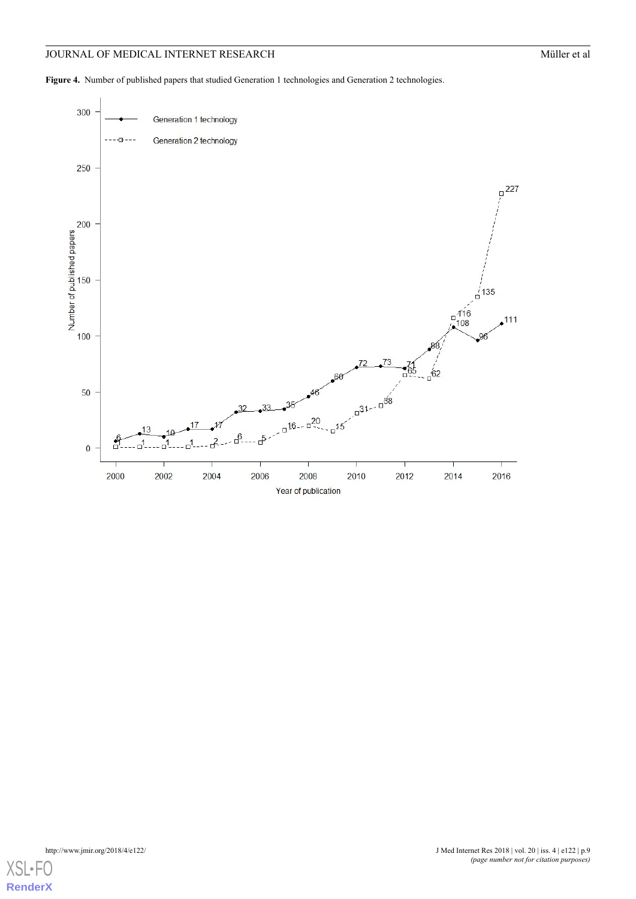**Figure 4.** Number of published papers that studied Generation 1 technologies and Generation 2 technologies.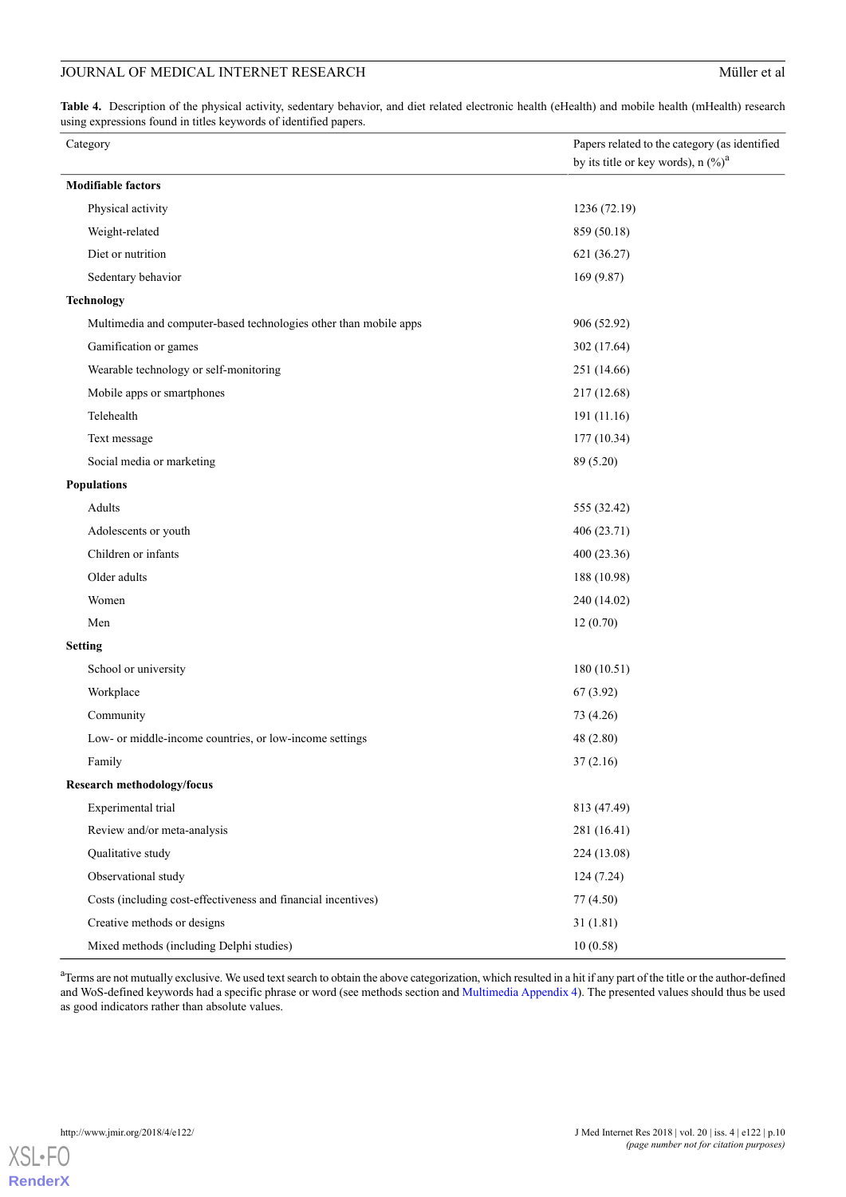**Table 4.** Description of the physical activity, sedentary behavior, and diet related electronic health (eHealth) and mobile health (mHealth) research using expressions found in titles keywords of identified papers.

| Category | Papers related to the category (as identified by its title or key words), n (%)[a] |
| --- | --- |
| **Modifiable factors** | |
| Physical activity | 1236 (72.19) |
| Weight-related | 859 (50.18) |
| Diet or nutrition | 621 (36.27) |
| Sedentary behavior | 169 (9.87) |
| **Technology** | |
| Multimedia and computer-based technologies other than mobile apps | 906 (52.92) |
| Gamification or games | 302 (17.64) |
| Wearable technology or self-monitoring | 251 (14.66) |
| Mobile apps or smartphones | 217 (12.68) |
| Telehealth | 191 (11.16) |
| Text message | 177 (10.34) |
| Social media or marketing | 89 (5.20) |
| **Populations** | |
| Adults | 555 (32.42) |
| Adolescents or youth | 406 (23.71) |
| Children or infants | 400 (23.36) |
| Older adults | 188 (10.98) |
| Women | 240 (14.02) |
| Men | 12 (0.70) |
| **Setting** | |
| School or university | 180 (10.51) |
| Workplace | 67 (3.92) |
| Community | 73 (4.26) |
| Low- or middle-income countries, or low-income settings | 48 (2.80) |
| Family | 37 (2.16) |
| **Research methodology/focus** | |
| Experimental trial | 813 (47.49) |
| Review and/or meta-analysis | 281 (16.41) |
| Qualitative study | 224 (13.08) |
| Observational study | 124 (7.24) |
| Costs (including cost-effectiveness and financial incentives) | 77 (4.50) |
| Creative methods or designs | 31 (1.81) |
| Mixed methods (including Delphi studies) | 10 (0.58) |

[a]Terms are not mutually exclusive. We used text search to obtain the above categorization, which resulted in a hit if any part of the title or the author-defined and WoS-defined keywords had a specific phrase or word (see methods section and Multimedia Appendix 4). The presented values should thus be used as good indicators rather than absolute values.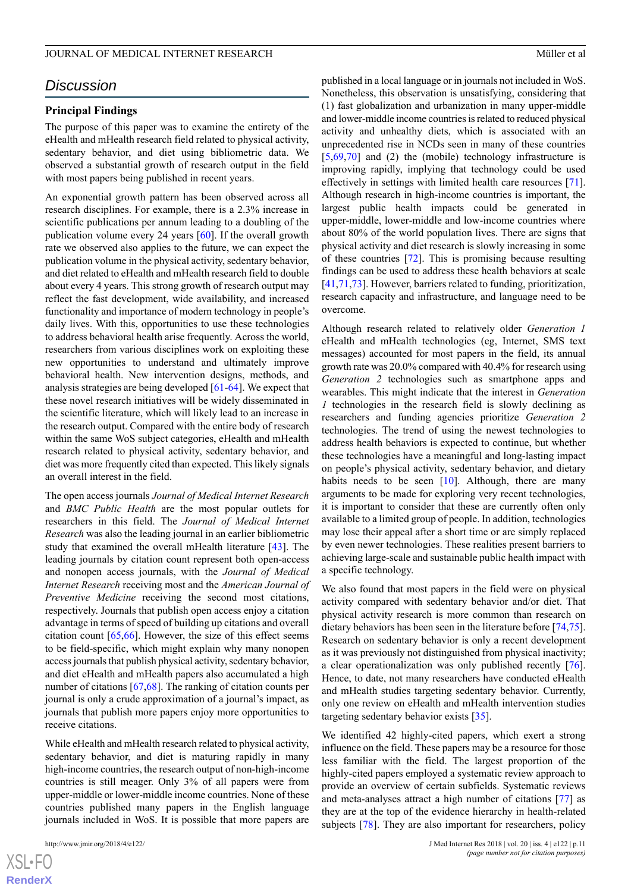## Discussion

### Principal Findings

The purpose of this paper was to examine the entirety of the eHealth and mHealth research field related to physical activity, sedentary behavior, and diet using bibliometric data. We observed a substantial growth of research output in the field with most papers being published in recent years.

An exponential growth pattern has been observed across all research disciplines. For example, there is a 2.3% increase in scientific publications per annum leading to a doubling of the publication volume every 24 years [60]. If the overall growth rate we observed also applies to the future, we can expect the publication volume in the physical activity, sedentary behavior, and diet related to eHealth and mHealth research field to double about every 4 years. This strong growth of research output may reflect the fast development, wide availability, and increased functionality and importance of modern technology in people's daily lives. With this, opportunities to use these technologies to address behavioral health arise frequently. Across the world, researchers from various disciplines work on exploiting these new opportunities to understand and ultimately improve behavioral health. New intervention designs, methods, and analysis strategies are being developed [61-64]. We expect that these novel research initiatives will be widely disseminated in the scientific literature, which will likely lead to an increase in the research output. Compared with the entire body of research within the same WoS subject categories, eHealth and mHealth research related to physical activity, sedentary behavior, and diet was more frequently cited than expected. This likely signals an overall interest in the field.

The open access journals *Journal of Medical Internet Research* and *BMC Public Health* are the most popular outlets for researchers in this field. The *Journal of Medical Internet Research* was also the leading journal in an earlier bibliometric study that examined the overall mHealth literature [43]. The leading journals by citation count represent both open-access and nonopen access journals, with the *Journal of Medical Internet Research* receiving most and the *American Journal of Preventive Medicine* receiving the second most citations, respectively. Journals that publish open access enjoy a citation advantage in terms of speed of building up citations and overall citation count [65,66]. However, the size of this effect seems to be field-specific, which might explain why many nonopen access journals that publish physical activity, sedentary behavior, and diet eHealth and mHealth papers also accumulated a high number of citations [67,68]. The ranking of citation counts per journal is only a crude approximation of a journal's impact, as journals that publish more papers enjoy more opportunities to receive citations.

While eHealth and mHealth research related to physical activity, sedentary behavior, and diet is maturing rapidly in many high-income countries, the research output of non-high-income countries is still meager. Only 3% of all papers were from upper-middle or lower-middle income countries. None of these countries published many papers in the English language journals included in WoS. It is possible that more papers are published in a local language or in journals not included in WoS. Nonetheless, this observation is unsatisfying, considering that (1) fast globalization and urbanization in many upper-middle and lower-middle income countries is related to reduced physical activity and unhealthy diets, which is associated with an unprecedented rise in NCDs seen in many of these countries [5,69,70] and (2) the (mobile) technology infrastructure is improving rapidly, implying that technology could be used effectively in settings with limited health care resources [71]. Although research in high-income countries is important, the largest public health impacts could be generated in upper-middle, lower-middle and low-income countries where about 80% of the world population lives. There are signs that physical activity and diet research is slowly increasing in some of these countries [72]. This is promising because resulting findings can be used to address these health behaviors at scale [41,71,73]. However, barriers related to funding, prioritization, research capacity and infrastructure, and language need to be overcome.

Although research related to relatively older *Generation 1* eHealth and mHealth technologies (eg, Internet, SMS text messages) accounted for most papers in the field, its annual growth rate was 20.0% compared with 40.4% for research using *Generation 2* technologies such as smartphone apps and wearables. This might indicate that the interest in *Generation 1* technologies in the research field is slowly declining as researchers and funding agencies prioritize *Generation 2* technologies. The trend of using the newest technologies to address health behaviors is expected to continue, but whether these technologies have a meaningful and long-lasting impact on people's physical activity, sedentary behavior, and dietary habits needs to be seen [10]. Although, there are many arguments to be made for exploring very recent technologies, it is important to consider that these are currently often only available to a limited group of people. In addition, technologies may lose their appeal after a short time or are simply replaced by even newer technologies. These realities present barriers to achieving large-scale and sustainable public health impact with a specific technology.

We also found that most papers in the field were on physical activity compared with sedentary behavior and/or diet. That physical activity research is more common than research on dietary behaviors has been seen in the literature before [74,75]. Research on sedentary behavior is only a recent development as it was previously not distinguished from physical inactivity; a clear operationalization was only published recently [76]. Hence, to date, not many researchers have conducted eHealth and mHealth studies targeting sedentary behavior. Currently, only one review on eHealth and mHealth intervention studies targeting sedentary behavior exists [35].

We identified 42 highly-cited papers, which exert a strong influence on the field. These papers may be a resource for those less familiar with the field. The largest proportion of the highly-cited papers employed a systematic review approach to provide an overview of certain subfields. Systematic reviews and meta-analyses attract a high number of citations [77] as they are at the top of the evidence hierarchy in health-related subjects [78]. They are also important for researchers, policy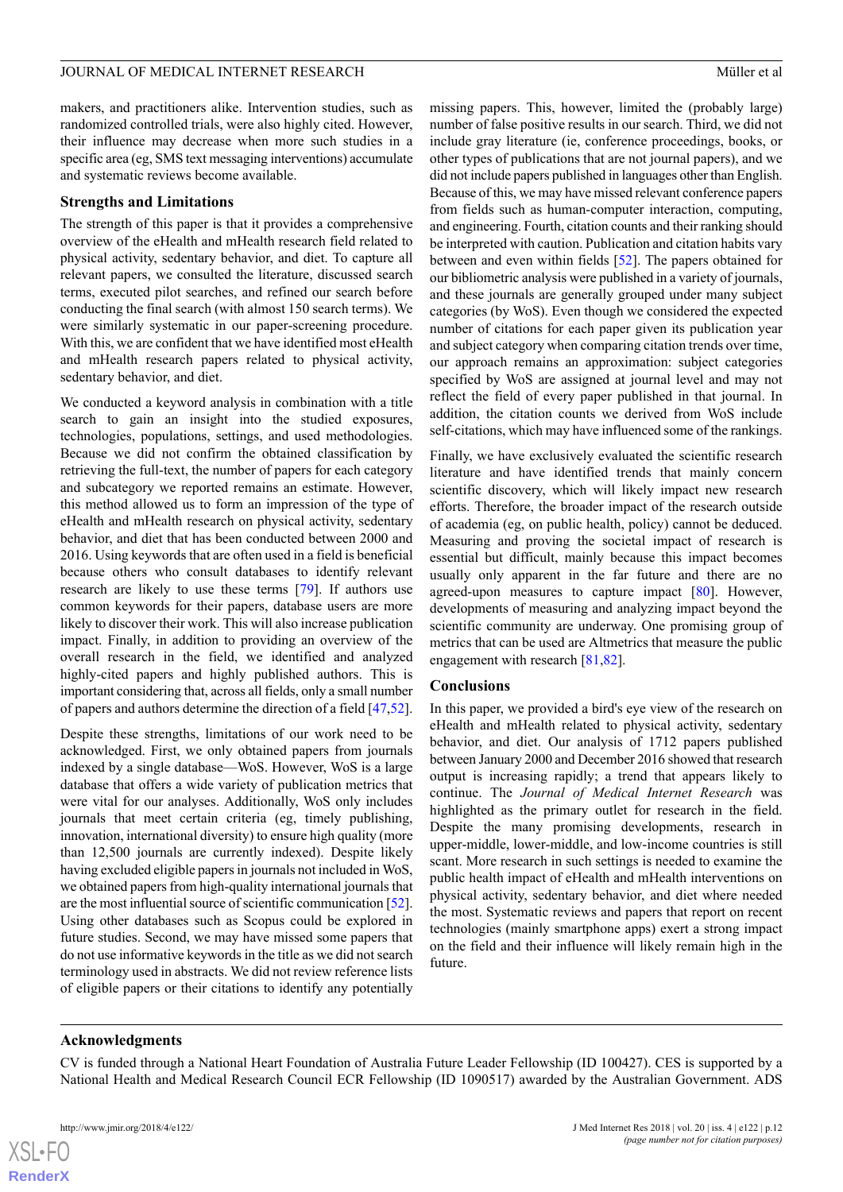makers, and practitioners alike. Intervention studies, such as randomized controlled trials, were also highly cited. However, their influence may decrease when more such studies in a specific area (eg, SMS text messaging interventions) accumulate and systematic reviews become available.

### Strengths and Limitations

The strength of this paper is that it provides a comprehensive overview of the eHealth and mHealth research field related to physical activity, sedentary behavior, and diet. To capture all relevant papers, we consulted the literature, discussed search terms, executed pilot searches, and refined our search before conducting the final search (with almost 150 search terms). We were similarly systematic in our paper-screening procedure. With this, we are confident that we have identified most eHealth and mHealth research papers related to physical activity, sedentary behavior, and diet.

We conducted a keyword analysis in combination with a title search to gain an insight into the studied exposures, technologies, populations, settings, and used methodologies. Because we did not confirm the obtained classification by retrieving the full-text, the number of papers for each category and subcategory we reported remains an estimate. However, this method allowed us to form an impression of the type of eHealth and mHealth research on physical activity, sedentary behavior, and diet that has been conducted between 2000 and 2016. Using keywords that are often used in a field is beneficial because others who consult databases to identify relevant research are likely to use these terms [79]. If authors use common keywords for their papers, database users are more likely to discover their work. This will also increase publication impact. Finally, in addition to providing an overview of the overall research in the field, we identified and analyzed highly-cited papers and highly published authors. This is important considering that, across all fields, only a small number of papers and authors determine the direction of a field [47,52].

Despite these strengths, limitations of our work need to be acknowledged. First, we only obtained papers from journals indexed by a single database—WoS. However, WoS is a large database that offers a wide variety of publication metrics that were vital for our analyses. Additionally, WoS only includes journals that meet certain criteria (eg, timely publishing, innovation, international diversity) to ensure high quality (more than 12,500 journals are currently indexed). Despite likely having excluded eligible papers in journals not included in WoS, we obtained papers from high-quality international journals that are the most influential source of scientific communication [52]. Using other databases such as Scopus could be explored in future studies. Second, we may have missed some papers that do not use informative keywords in the title as we did not search terminology used in abstracts. We did not review reference lists of eligible papers or their citations to identify any potentially missing papers. This, however, limited the (probably large) number of false positive results in our search. Third, we did not include gray literature (ie, conference proceedings, books, or other types of publications that are not journal papers), and we did not include papers published in languages other than English. Because of this, we may have missed relevant conference papers from fields such as human-computer interaction, computing, and engineering. Fourth, citation counts and their ranking should be interpreted with caution. Publication and citation habits vary between and even within fields [52]. The papers obtained for our bibliometric analysis were published in a variety of journals, and these journals are generally grouped under many subject categories (by WoS). Even though we considered the expected number of citations for each paper given its publication year and subject category when comparing citation trends over time, our approach remains an approximation: subject categories specified by WoS are assigned at journal level and may not reflect the field of every paper published in that journal. In addition, the citation counts we derived from WoS include self-citations, which may have influenced some of the rankings.

Finally, we have exclusively evaluated the scientific research literature and have identified trends that mainly concern scientific discovery, which will likely impact new research efforts. Therefore, the broader impact of the research outside of academia (eg, on public health, policy) cannot be deduced. Measuring and proving the societal impact of research is essential but difficult, mainly because this impact becomes usually only apparent in the far future and there are no agreed-upon measures to capture impact [80]. However, developments of measuring and analyzing impact beyond the scientific community are underway. One promising group of metrics that can be used are Altmetrics that measure the public engagement with research [81,82].

### Conclusions

In this paper, we provided a bird's eye view of the research on eHealth and mHealth related to physical activity, sedentary behavior, and diet. Our analysis of 1712 papers published between January 2000 and December 2016 showed that research output is increasing rapidly; a trend that appears likely to continue. The *Journal of Medical Internet Research* was highlighted as the primary outlet for research in the field. Despite the many promising developments, research in upper-middle, lower-middle, and low-income countries is still scant. More research in such settings is needed to examine the public health impact of eHealth and mHealth interventions on physical activity, sedentary behavior, and diet where needed the most. Systematic reviews and papers that report on recent technologies (mainly smartphone apps) exert a strong impact on the field and their influence will likely remain high in the future.

## Acknowledgments

CV is funded through a National Heart Foundation of Australia Future Leader Fellowship (ID 100427). CES is supported by a National Health and Medical Research Council ECR Fellowship (ID 1090517) awarded by the Australian Government. ADS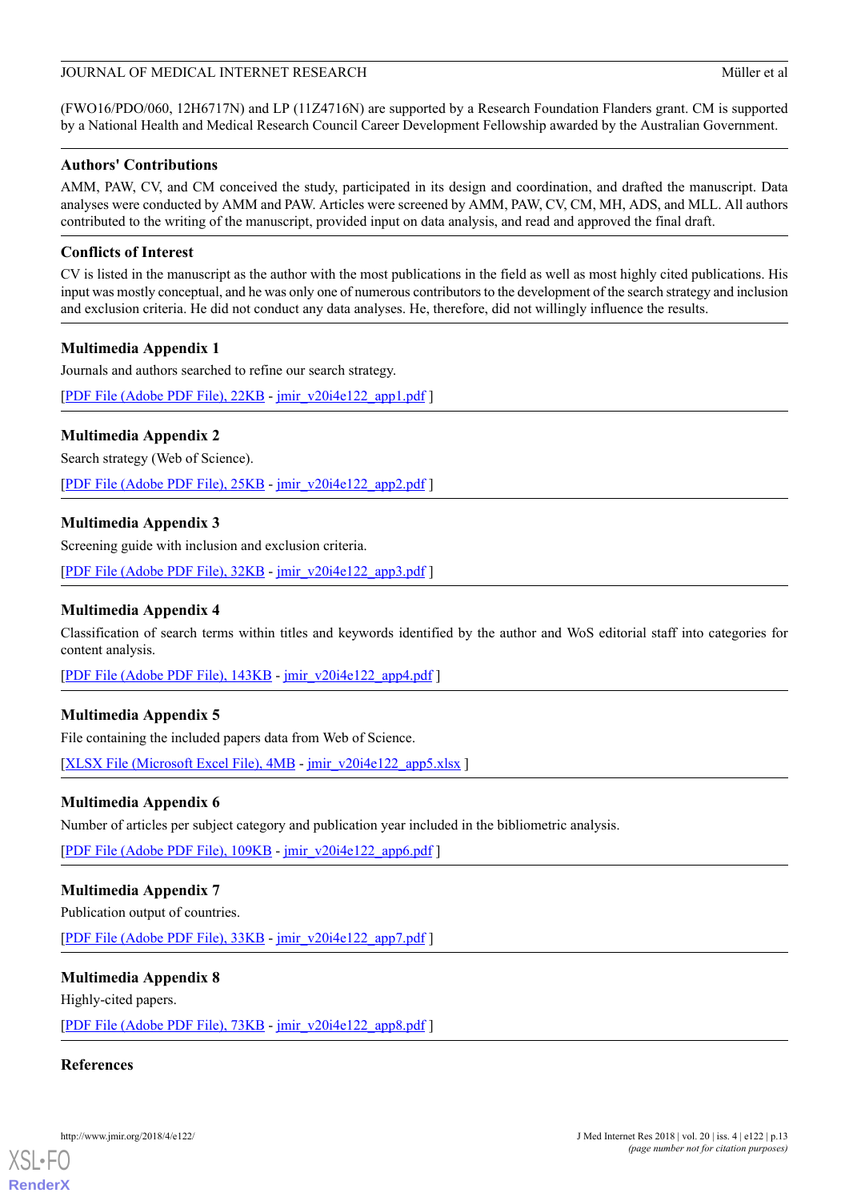(FWO16/PDO/060, 12H6717N) and LP (11Z4716N) are supported by a Research Foundation Flanders grant. CM is supported by a National Health and Medical Research Council Career Development Fellowship awarded by the Australian Government.

## Authors' Contributions

AMM, PAW, CV, and CM conceived the study, participated in its design and coordination, and drafted the manuscript. Data analyses were conducted by AMM and PAW. Articles were screened by AMM, PAW, CV, CM, MH, ADS, and MLL. All authors contributed to the writing of the manuscript, provided input on data analysis, and read and approved the final draft.

## Conflicts of Interest

CV is listed in the manuscript as the author with the most publications in the field as well as most highly cited publications. His input was mostly conceptual, and he was only one of numerous contributors to the development of the search strategy and inclusion and exclusion criteria. He did not conduct any data analyses. He, therefore, did not willingly influence the results.

## Multimedia Appendix 1

Journals and authors searched to refine our search strategy.

[PDF File (Adobe PDF File), 22KB - jmir_v20i4e122_app1.pdf ]

## Multimedia Appendix 2

Search strategy (Web of Science).

[PDF File (Adobe PDF File), 25KB - jmir_v20i4e122_app2.pdf ]

## Multimedia Appendix 3

Screening guide with inclusion and exclusion criteria.

[PDF File (Adobe PDF File), 32KB - jmir_v20i4e122_app3.pdf ]

## Multimedia Appendix 4

Classification of search terms within titles and keywords identified by the author and WoS editorial staff into categories for content analysis.

[PDF File (Adobe PDF File), 143KB - jmir_v20i4e122_app4.pdf ]

## Multimedia Appendix 5

File containing the included papers data from Web of Science.

[XLSX File (Microsoft Excel File), 4MB - jmir_v20i4e122_app5.xlsx ]

## Multimedia Appendix 6

Number of articles per subject category and publication year included in the bibliometric analysis.

[PDF File (Adobe PDF File), 109KB - jmir_v20i4e122_app6.pdf ]

## Multimedia Appendix 7

Publication output of countries.

[PDF File (Adobe PDF File), 33KB - jmir_v20i4e122_app7.pdf ]

## Multimedia Appendix 8

Highly-cited papers.

[PDF File (Adobe PDF File), 73KB - jmir_v20i4e122_app8.pdf ]

## References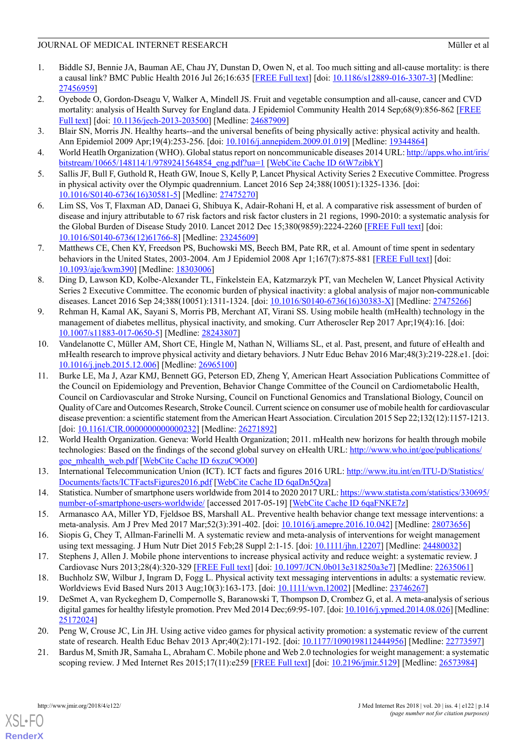1. Biddle SJ, Bennie JA, Bauman AE, Chau JY, Dunstan D, Owen N, et al. Too much sitting and all-cause mortality: is there a causal link? BMC Public Health 2016 Jul 26;16:635 [FREE Full text] [doi: 10.1186/s12889-016-3307-3] [Medline: 27456959]
2. Oyebode O, Gordon-Dseagu V, Walker A, Mindell JS. Fruit and vegetable consumption and all-cause, cancer and CVD mortality: analysis of Health Survey for England data. J Epidemiol Community Health 2014 Sep;68(9):856-862 [FREE Full text] [doi: 10.1136/jech-2013-203500] [Medline: 24687909]
3. Blair SN, Morris JN. Healthy hearts--and the universal benefits of being physically active: physical activity and health. Ann Epidemiol 2009 Apr;19(4):253-256. [doi: 10.1016/j.annepidem.2009.01.019] [Medline: 19344864]
4. World Heatlh Organization (WHO). Global status report on noncommunicable diseases 2014 URL: http://apps.who.int/iris/bitstream/10665/148114/1/9789241564854_eng.pdf?ua=1 [WebCite Cache ID 6tW7zibkY]
5. Sallis JF, Bull F, Guthold R, Heath GW, Inoue S, Kelly P, Lancet Physical Activity Series 2 Executive Committee. Progress in physical activity over the Olympic quadrennium. Lancet 2016 Sep 24;388(10051):1325-1336. [doi: 10.1016/S0140-6736(16)30581-5] [Medline: 27475270]
6. Lim SS, Vos T, Flaxman AD, Danaei G, Shibuya K, Adair-Rohani H, et al. A comparative risk assessment of burden of disease and injury attributable to 67 risk factors and risk factor clusters in 21 regions, 1990-2010: a systematic analysis for the Global Burden of Disease Study 2010. Lancet 2012 Dec 15;380(9859):2224-2260 [FREE Full text] [doi: 10.1016/S0140-6736(12)61766-8] [Medline: 23245609]
7. Matthews CE, Chen KY, Freedson PS, Buchowski MS, Beech BM, Pate RR, et al. Amount of time spent in sedentary behaviors in the United States, 2003-2004. Am J Epidemiol 2008 Apr 1;167(7):875-881 [FREE Full text] [doi: 10.1093/aje/kwm390] [Medline: 18303006]
8. Ding D, Lawson KD, Kolbe-Alexander TL, Finkelstein EA, Katzmarzyk PT, van Mechelen W, Lancet Physical Activity Series 2 Executive Committee. The economic burden of physical inactivity: a global analysis of major non-communicable diseases. Lancet 2016 Sep 24;388(10051):1311-1324. [doi: 10.1016/S0140-6736(16)30383-X] [Medline: 27475266]
9. Rehman H, Kamal AK, Sayani S, Morris PB, Merchant AT, Virani SS. Using mobile health (mHealth) technology in the management of diabetes mellitus, physical inactivity, and smoking. Curr Atheroscler Rep 2017 Apr;19(4):16. [doi: 10.1007/s11883-017-0650-5] [Medline: 28243807]
10. Vandelanotte C, Müller AM, Short CE, Hingle M, Nathan N, Williams SL, et al. Past, present, and future of eHealth and mHealth research to improve physical activity and dietary behaviors. J Nutr Educ Behav 2016 Mar;48(3):219-228.e1. [doi: 10.1016/j.jneb.2015.12.006] [Medline: 26965100]
11. Burke LE, Ma J, Azar KMJ, Bennett GG, Peterson ED, Zheng Y, American Heart Association Publications Committee of the Council on Epidemiology and Prevention, Behavior Change Committee of the Council on Cardiometabolic Health, Council on Cardiovascular and Stroke Nursing, Council on Functional Genomics and Translational Biology, Council on Quality of Care and Outcomes Research, Stroke Council. Current science on consumer use of mobile health for cardiovascular disease prevention: a scientific statement from the American Heart Association. Circulation 2015 Sep 22;132(12):1157-1213. [doi: 10.1161/CIR.0000000000000232] [Medline: 26271892]
12. World Health Organization. Geneva: World Health Organization; 2011. mHealth new horizons for health through mobile technologies: Based on the findings of the second global survey on eHealth URL: http://www.who.int/goe/publications/goe_mhealth_web.pdf [WebCite Cache ID 6xzuC9O00]
13. International Telecommunication Union (ICT). ICT facts and figures 2016 URL: http://www.itu.int/en/ITU-D/Statistics/Documents/facts/ICTFactsFigures2016.pdf [WebCite Cache ID 6qaDn5Qza]
14. Statistica. Number of smartphone users worldwide from 2014 to 2020 2017 URL: https://www.statista.com/statistics/330695/number-of-smartphone-users-worldwide/ [accessed 2017-05-19] [WebCite Cache ID 6qaFNKE7z]
15. Armanasco AA, Miller YD, Fjeldsoe BS, Marshall AL. Preventive health behavior change text message interventions: a meta-analysis. Am J Prev Med 2017 Mar;52(3):391-402. [doi: 10.1016/j.amepre.2016.10.042] [Medline: 28073656]
16. Siopis G, Chey T, Allman-Farinelli M. A systematic review and meta-analysis of interventions for weight management using text messaging. J Hum Nutr Diet 2015 Feb;28 Suppl 2:1-15. [doi: 10.1111/jhn.12207] [Medline: 24480032]
17. Stephens J, Allen J. Mobile phone interventions to increase physical activity and reduce weight: a systematic review. J Cardiovasc Nurs 2013;28(4):320-329 [FREE Full text] [doi: 10.1097/JCN.0b013e318250a3e7] [Medline: 22635061]
18. Buchholz SW, Wilbur J, Ingram D, Fogg L. Physical activity text messaging interventions in adults: a systematic review. Worldviews Evid Based Nurs 2013 Aug;10(3):163-173. [doi: 10.1111/wvn.12002] [Medline: 23746267]
19. DeSmet A, van Ryckeghem D, Compernolle S, Baranowski T, Thompson D, Crombez G, et al. A meta-analysis of serious digital games for healthy lifestyle promotion. Prev Med 2014 Dec;69:95-107. [doi: 10.1016/j.ypmed.2014.08.026] [Medline: 25172024]
20. Peng W, Crouse JC, Lin JH. Using active video games for physical activity promotion: a systematic review of the current state of research. Health Educ Behav 2013 Apr;40(2):171-192. [doi: 10.1177/1090198112444956] [Medline: 22773597]
21. Bardus M, Smith JR, Samaha L, Abraham C. Mobile phone and Web 2.0 technologies for weight management: a systematic scoping review. J Med Internet Res 2015;17(11):e259 [FREE Full text] [doi: 10.2196/jmir.5129] [Medline: 26573984]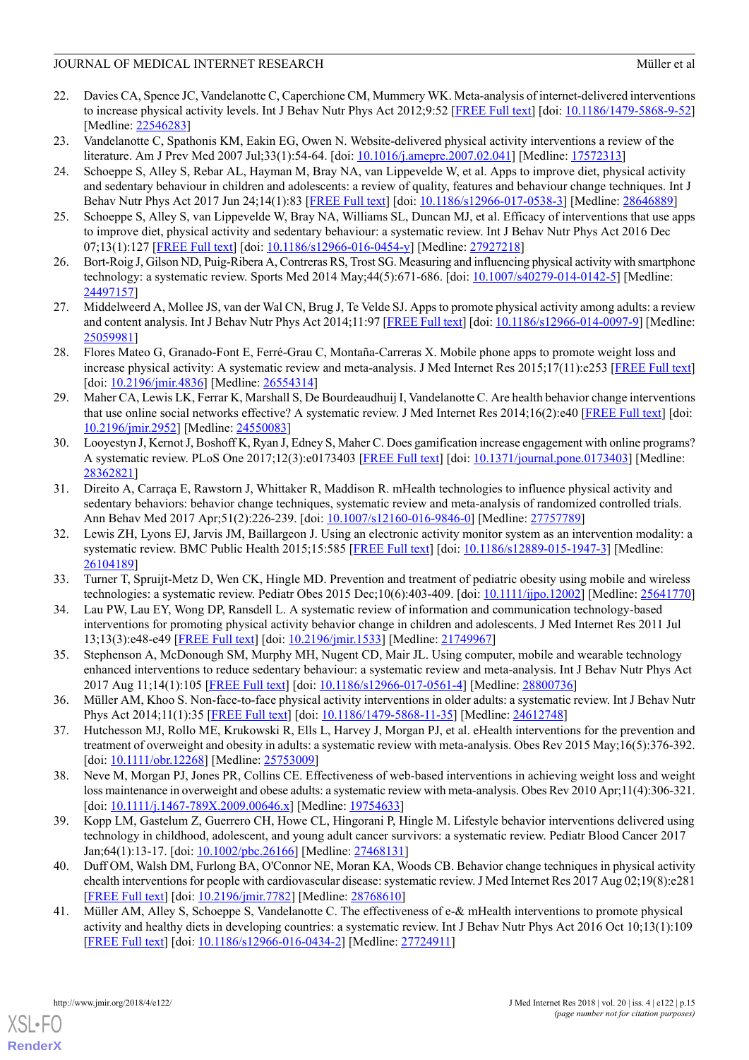22. Davies CA, Spence JC, Vandelanotte C, Caperchione CM, Mummery WK. Meta-analysis of internet-delivered interventions to increase physical activity levels. Int J Behav Nutr Phys Act 2012;9:52 [FREE Full text] [doi: 10.1186/1479-5868-9-52] [Medline: 22546283]
23. Vandelanotte C, Spathonis KM, Eakin EG, Owen N. Website-delivered physical activity interventions a review of the literature. Am J Prev Med 2007 Jul;33(1):54-64. [doi: 10.1016/j.amepre.2007.02.041] [Medline: 17572313]
24. Schoeppe S, Alley S, Rebar AL, Hayman M, Bray NA, van Lippevelde W, et al. Apps to improve diet, physical activity and sedentary behaviour in children and adolescents: a review of quality, features and behaviour change techniques. Int J Behav Nutr Phys Act 2017 Jun 24;14(1):83 [FREE Full text] [doi: 10.1186/s12966-017-0538-3] [Medline: 28646889]
25. Schoeppe S, Alley S, van Lippevelde W, Bray NA, Williams SL, Duncan MJ, et al. Efficacy of interventions that use apps to improve diet, physical activity and sedentary behaviour: a systematic review. Int J Behav Nutr Phys Act 2016 Dec 07;13(1):127 [FREE Full text] [doi: 10.1186/s12966-016-0454-y] [Medline: 27927218]
26. Bort-Roig J, Gilson ND, Puig-Ribera A, Contreras RS, Trost SG. Measuring and influencing physical activity with smartphone technology: a systematic review. Sports Med 2014 May;44(5):671-686. [doi: 10.1007/s40279-014-0142-5] [Medline: 24497157]
27. Middelweerd A, Mollee JS, van der Wal CN, Brug J, Te Velde SJ. Apps to promote physical activity among adults: a review and content analysis. Int J Behav Nutr Phys Act 2014;11:97 [FREE Full text] [doi: 10.1186/s12966-014-0097-9] [Medline: 25059981]
28. Flores Mateo G, Granado-Font E, Ferré-Grau C, Montaña-Carreras X. Mobile phone apps to promote weight loss and increase physical activity: A systematic review and meta-analysis. J Med Internet Res 2015;17(11):e253 [FREE Full text] [doi: 10.2196/jmir.4836] [Medline: 26554314]
29. Maher CA, Lewis LK, Ferrar K, Marshall S, De Bourdeaudhuij I, Vandelanotte C. Are health behavior change interventions that use online social networks effective? A systematic review. J Med Internet Res 2014;16(2):e40 [FREE Full text] [doi: 10.2196/jmir.2952] [Medline: 24550083]
30. Looyestyn J, Kernot J, Boshoff K, Ryan J, Edney S, Maher C. Does gamification increase engagement with online programs? A systematic review. PLoS One 2017;12(3):e0173403 [FREE Full text] [doi: 10.1371/journal.pone.0173403] [Medline: 28362821]
31. Direito A, Carraça E, Rawstorn J, Whittaker R, Maddison R. mHealth technologies to influence physical activity and sedentary behaviors: behavior change techniques, systematic review and meta-analysis of randomized controlled trials. Ann Behav Med 2017 Apr;51(2):226-239. [doi: 10.1007/s12160-016-9846-0] [Medline: 27757789]
32. Lewis ZH, Lyons EJ, Jarvis JM, Baillargeon J. Using an electronic activity monitor system as an intervention modality: a systematic review. BMC Public Health 2015;15:585 [FREE Full text] [doi: 10.1186/s12889-015-1947-3] [Medline: 26104189]
33. Turner T, Spruijt-Metz D, Wen CK, Hingle MD. Prevention and treatment of pediatric obesity using mobile and wireless technologies: a systematic review. Pediatr Obes 2015 Dec;10(6):403-409. [doi: 10.1111/ijpo.12002] [Medline: 25641770]
34. Lau PW, Lau EY, Wong DP, Ransdell L. A systematic review of information and communication technology-based interventions for promoting physical activity behavior change in children and adolescents. J Med Internet Res 2011 Jul 13;13(3):e48-e49 [FREE Full text] [doi: 10.2196/jmir.1533] [Medline: 21749967]
35. Stephenson A, McDonough SM, Murphy MH, Nugent CD, Mair JL. Using computer, mobile and wearable technology enhanced interventions to reduce sedentary behaviour: a systematic review and meta-analysis. Int J Behav Nutr Phys Act 2017 Aug 11;14(1):105 [FREE Full text] [doi: 10.1186/s12966-017-0561-4] [Medline: 28800736]
36. Müller AM, Khoo S. Non-face-to-face physical activity interventions in older adults: a systematic review. Int J Behav Nutr Phys Act 2014;11(1):35 [FREE Full text] [doi: 10.1186/1479-5868-11-35] [Medline: 24612748]
37. Hutchesson MJ, Rollo ME, Krukowski R, Ells L, Harvey J, Morgan PJ, et al. eHealth interventions for the prevention and treatment of overweight and obesity in adults: a systematic review with meta-analysis. Obes Rev 2015 May;16(5):376-392. [doi: 10.1111/obr.12268] [Medline: 25753009]
38. Neve M, Morgan PJ, Jones PR, Collins CE. Effectiveness of web-based interventions in achieving weight loss and weight loss maintenance in overweight and obese adults: a systematic review with meta-analysis. Obes Rev 2010 Apr;11(4):306-321. [doi: 10.1111/j.1467-789X.2009.00646.x] [Medline: 19754633]
39. Kopp LM, Gastelum Z, Guerrero CH, Howe CL, Hingorani P, Hingle M. Lifestyle behavior interventions delivered using technology in childhood, adolescent, and young adult cancer survivors: a systematic review. Pediatr Blood Cancer 2017 Jan;64(1):13-17. [doi: 10.1002/pbc.26166] [Medline: 27468131]
40. Duff OM, Walsh DM, Furlong BA, O'Connor NE, Moran KA, Woods CB. Behavior change techniques in physical activity ehealth interventions for people with cardiovascular disease: systematic review. J Med Internet Res 2017 Aug 02;19(8):e281 [FREE Full text] [doi: 10.2196/jmir.7782] [Medline: 28768610]
41. Müller AM, Alley S, Schoeppe S, Vandelanotte C. The effectiveness of e-& mHealth interventions to promote physical activity and healthy diets in developing countries: a systematic review. Int J Behav Nutr Phys Act 2016 Oct 10;13(1):109 [FREE Full text] [doi: 10.1186/s12966-016-0434-2] [Medline: 27724911]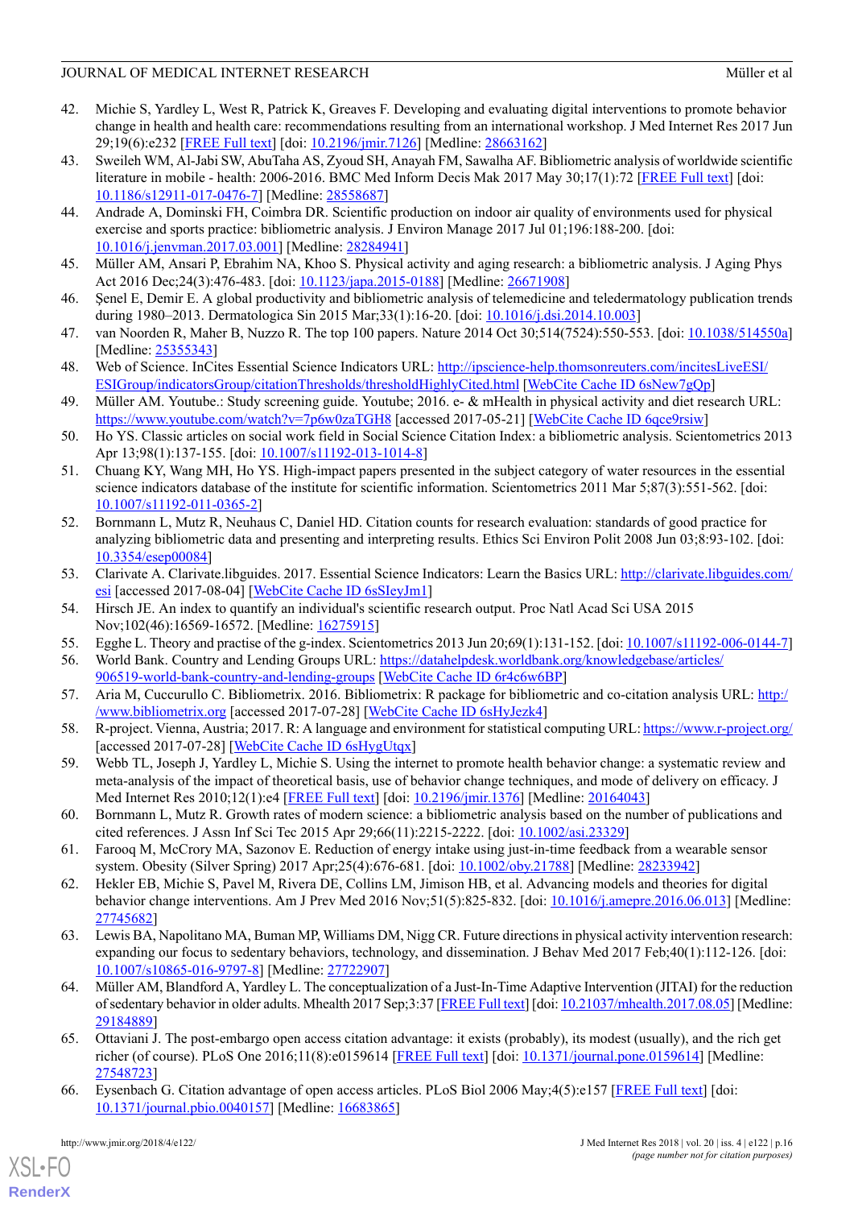42. Michie S, Yardley L, West R, Patrick K, Greaves F. Developing and evaluating digital interventions to promote behavior change in health and health care: recommendations resulting from an international workshop. J Med Internet Res 2017 Jun 29;19(6):e232 [FREE Full text] [doi: 10.2196/jmir.7126] [Medline: 28663162]
43. Sweileh WM, Al-Jabi SW, AbuTaha AS, Zyoud SH, Anayah FM, Sawalha AF. Bibliometric analysis of worldwide scientific literature in mobile - health: 2006-2016. BMC Med Inform Decis Mak 2017 May 30;17(1):72 [FREE Full text] [doi: 10.1186/s12911-017-0476-7] [Medline: 28558687]
44. Andrade A, Dominski FH, Coimbra DR. Scientific production on indoor air quality of environments used for physical exercise and sports practice: bibliometric analysis. J Environ Manage 2017 Jul 01;196:188-200. [doi: 10.1016/j.jenvman.2017.03.001] [Medline: 28284941]
45. Müller AM, Ansari P, Ebrahim NA, Khoo S. Physical activity and aging research: a bibliometric analysis. J Aging Phys Act 2016 Dec;24(3):476-483. [doi: 10.1123/japa.2015-0188] [Medline: 26671908]
46. Şenel E, Demir E. A global productivity and bibliometric analysis of telemedicine and teledermatology publication trends during 1980–2013. Dermatologica Sin 2015 Mar;33(1):16-20. [doi: 10.1016/j.dsi.2014.10.003]
47. van Noorden R, Maher B, Nuzzo R. The top 100 papers. Nature 2014 Oct 30;514(7524):550-553. [doi: 10.1038/514550a] [Medline: 25355343]
48. Web of Science. InCites Essential Science Indicators URL: http://ipscience-help.thomsonreuters.com/incitesLiveESI/ESIGroup/indicatorsGroup/citationThresholds/thresholdHighlyCited.html [WebCite Cache ID 6sNew7gQp]
49. Müller AM. Youtube.: Study screening guide. Youtube; 2016. e- & mHealth in physical activity and diet research URL: https://www.youtube.com/watch?v=7p6w0zaTGH8 [accessed 2017-05-21] [WebCite Cache ID 6qce9rsiw]
50. Ho YS. Classic articles on social work field in Social Science Citation Index: a bibliometric analysis. Scientometrics 2013 Apr 13;98(1):137-155. [doi: 10.1007/s11192-013-1014-8]
51. Chuang KY, Wang MH, Ho YS. High-impact papers presented in the subject category of water resources in the essential science indicators database of the institute for scientific information. Scientometrics 2011 Mar 5;87(3):551-562. [doi: 10.1007/s11192-011-0365-2]
52. Bornmann L, Mutz R, Neuhaus C, Daniel HD. Citation counts for research evaluation: standards of good practice for analyzing bibliometric data and presenting and interpreting results. Ethics Sci Environ Polit 2008 Jun 03;8:93-102. [doi: 10.3354/esep00084]
53. Clarivate A. Clarivate.libguides. 2017. Essential Science Indicators: Learn the Basics URL: http://clarivate.libguides.com/esi [accessed 2017-08-04] [WebCite Cache ID 6sSIeyJm1]
54. Hirsch JE. An index to quantify an individual's scientific research output. Proc Natl Acad Sci USA 2015 Nov;102(46):16569-16572. [Medline: 16275915]
55. Egghe L. Theory and practise of the g-index. Scientometrics 2013 Jun 20;69(1):131-152. [doi: 10.1007/s11192-006-0144-7]
56. World Bank. Country and Lending Groups URL: https://datahelpdesk.worldbank.org/knowledgebase/articles/906519-world-bank-country-and-lending-groups [WebCite Cache ID 6r4c6w6BP]
57. Aria M, Cuccurullo C. Bibliometrix. 2016. Bibliometrix: R package for bibliometric and co-citation analysis URL: http://www.bibliometrix.org [accessed 2017-07-28] [WebCite Cache ID 6sHyJezk4]
58. R-project. Vienna, Austria; 2017. R: A language and environment for statistical computing URL: https://www.r-project.org/ [accessed 2017-07-28] [WebCite Cache ID 6sHygUtqx]
59. Webb TL, Joseph J, Yardley L, Michie S. Using the internet to promote health behavior change: a systematic review and meta-analysis of the impact of theoretical basis, use of behavior change techniques, and mode of delivery on efficacy. J Med Internet Res 2010;12(1):e4 [FREE Full text] [doi: 10.2196/jmir.1376] [Medline: 20164043]
60. Bornmann L, Mutz R. Growth rates of modern science: a bibliometric analysis based on the number of publications and cited references. J Assn Inf Sci Tec 2015 Apr 29;66(11):2215-2222. [doi: 10.1002/asi.23329]
61. Farooq M, McCrory MA, Sazonov E. Reduction of energy intake using just-in-time feedback from a wearable sensor system. Obesity (Silver Spring) 2017 Apr;25(4):676-681. [doi: 10.1002/oby.21788] [Medline: 28233942]
62. Hekler EB, Michie S, Pavel M, Rivera DE, Collins LM, Jimison HB, et al. Advancing models and theories for digital behavior change interventions. Am J Prev Med 2016 Nov;51(5):825-832. [doi: 10.1016/j.amepre.2016.06.013] [Medline: 27745682]
63. Lewis BA, Napolitano MA, Buman MP, Williams DM, Nigg CR. Future directions in physical activity intervention research: expanding our focus to sedentary behaviors, technology, and dissemination. J Behav Med 2017 Feb;40(1):112-126. [doi: 10.1007/s10865-016-9797-8] [Medline: 27722907]
64. Müller AM, Blandford A, Yardley L. The conceptualization of a Just-In-Time Adaptive Intervention (JITAI) for the reduction of sedentary behavior in older adults. Mhealth 2017 Sep;3:37 [FREE Full text] [doi: 10.21037/mhealth.2017.08.05] [Medline: 29184889]
65. Ottaviani J. The post-embargo open access citation advantage: it exists (probably), its modest (usually), and the rich get richer (of course). PLoS One 2016;11(8):e0159614 [FREE Full text] [doi: 10.1371/journal.pone.0159614] [Medline: 27548723]
66. Eysenbach G. Citation advantage of open access articles. PLoS Biol 2006 May;4(5):e157 [FREE Full text] [doi: 10.1371/journal.pbio.0040157] [Medline: 16683865]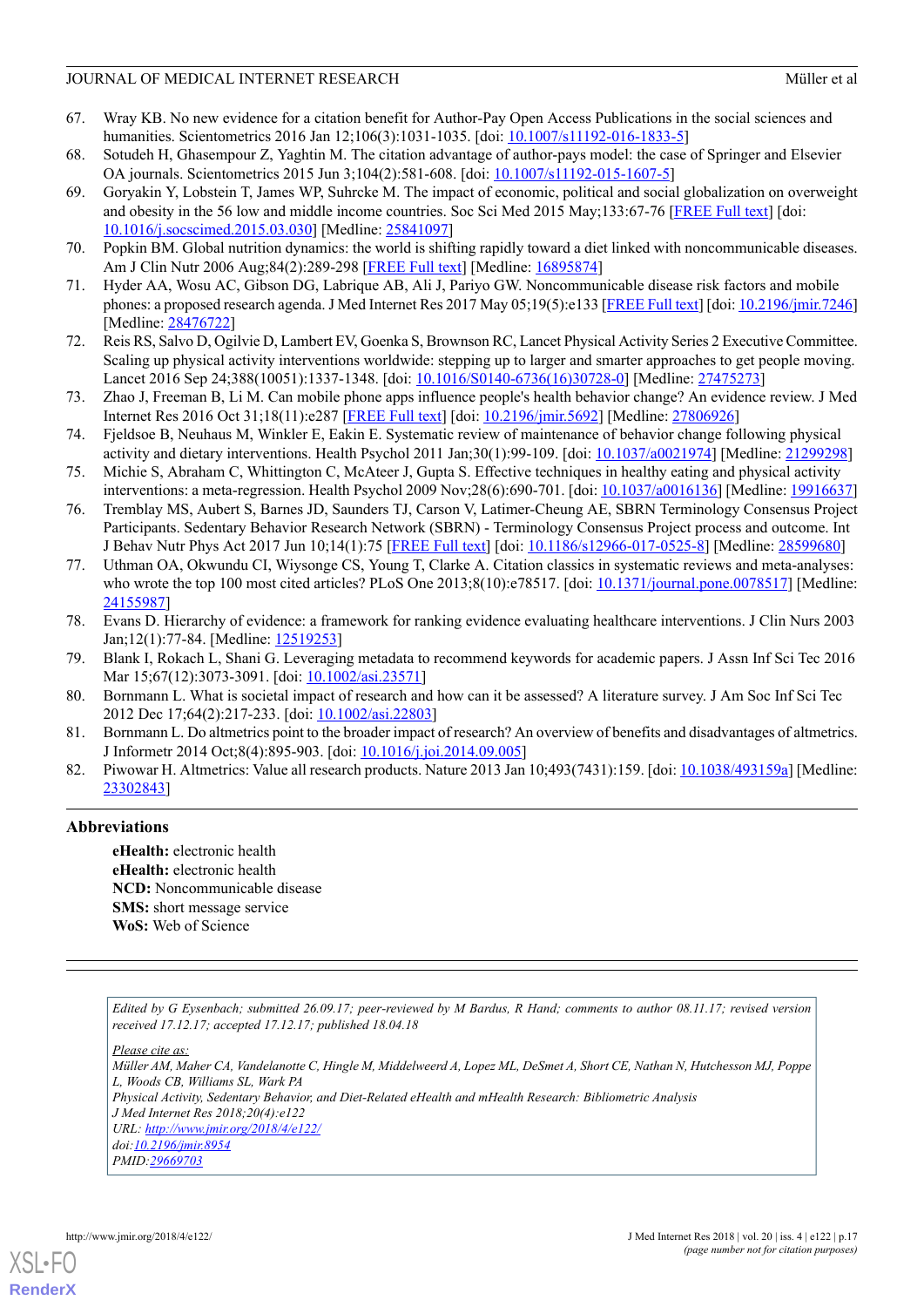67. Wray KB. No new evidence for a citation benefit for Author-Pay Open Access Publications in the social sciences and humanities. Scientometrics 2016 Jan 12;106(3):1031-1035. [doi: 10.1007/s11192-016-1833-5]
68. Sotudeh H, Ghasempour Z, Yaghtin M. The citation advantage of author-pays model: the case of Springer and Elsevier OA journals. Scientometrics 2015 Jun 3;104(2):581-608. [doi: 10.1007/s11192-015-1607-5]
69. Goryakin Y, Lobstein T, James WP, Suhrcke M. The impact of economic, political and social globalization on overweight and obesity in the 56 low and middle income countries. Soc Sci Med 2015 May;133:67-76 [FREE Full text] [doi: 10.1016/j.socscimed.2015.03.030] [Medline: 25841097]
70. Popkin BM. Global nutrition dynamics: the world is shifting rapidly toward a diet linked with noncommunicable diseases. Am J Clin Nutr 2006 Aug;84(2):289-298 [FREE Full text] [Medline: 16895874]
71. Hyder AA, Wosu AC, Gibson DG, Labrique AB, Ali J, Pariyo GW. Noncommunicable disease risk factors and mobile phones: a proposed research agenda. J Med Internet Res 2017 May 05;19(5):e133 [FREE Full text] [doi: 10.2196/jmir.7246] [Medline: 28476722]
72. Reis RS, Salvo D, Ogilvie D, Lambert EV, Goenka S, Brownson RC, Lancet Physical Activity Series 2 Executive Committee. Scaling up physical activity interventions worldwide: stepping up to larger and smarter approaches to get people moving. Lancet 2016 Sep 24;388(10051):1337-1348. [doi: 10.1016/S0140-6736(16)30728-0] [Medline: 27475273]
73. Zhao J, Freeman B, Li M. Can mobile phone apps influence people's health behavior change? An evidence review. J Med Internet Res 2016 Oct 31;18(11):e287 [FREE Full text] [doi: 10.2196/jmir.5692] [Medline: 27806926]
74. Fjeldsoe B, Neuhaus M, Winkler E, Eakin E. Systematic review of maintenance of behavior change following physical activity and dietary interventions. Health Psychol 2011 Jan;30(1):99-109. [doi: 10.1037/a0021974] [Medline: 21299298]
75. Michie S, Abraham C, Whittington C, McAteer J, Gupta S. Effective techniques in healthy eating and physical activity interventions: a meta-regression. Health Psychol 2009 Nov;28(6):690-701. [doi: 10.1037/a0016136] [Medline: 19916637]
76. Tremblay MS, Aubert S, Barnes JD, Saunders TJ, Carson V, Latimer-Cheung AE, SBRN Terminology Consensus Project Participants. Sedentary Behavior Research Network (SBRN) - Terminology Consensus Project process and outcome. Int J Behav Nutr Phys Act 2017 Jun 10;14(1):75 [FREE Full text] [doi: 10.1186/s12966-017-0525-8] [Medline: 28599680]
77. Uthman OA, Okwundu CI, Wiysonge CS, Young T, Clarke A. Citation classics in systematic reviews and meta-analyses: who wrote the top 100 most cited articles? PLoS One 2013;8(10):e78517. [doi: 10.1371/journal.pone.0078517] [Medline: 24155987]
78. Evans D. Hierarchy of evidence: a framework for ranking evidence evaluating healthcare interventions. J Clin Nurs 2003 Jan;12(1):77-84. [Medline: 12519253]
79. Blank I, Rokach L, Shani G. Leveraging metadata to recommend keywords for academic papers. J Assn Inf Sci Tec 2016 Mar 15;67(12):3073-3091. [doi: 10.1002/asi.23571]
80. Bornmann L. What is societal impact of research and how can it be assessed? A literature survey. J Am Soc Inf Sci Tec 2012 Dec 17;64(2):217-233. [doi: 10.1002/asi.22803]
81. Bornmann L. Do altmetrics point to the broader impact of research? An overview of benefits and disadvantages of altmetrics. J Informetr 2014 Oct;8(4):895-903. [doi: 10.1016/j.joi.2014.09.005]
82. Piwowar H. Altmetrics: Value all research products. Nature 2013 Jan 10;493(7431):159. [doi: 10.1038/493159a] [Medline: 23302843]

## Abbreviations

**eHealth:** electronic health
**eHealth:** electronic health
**NCD:** Noncommunicable disease
**SMS:** short message service
**WoS:** Web of Science

*Edited by G Eysenbach; submitted 26.09.17; peer-reviewed by M Bardus, R Hand; comments to author 08.11.17; revised version received 17.12.17; accepted 17.12.17; published 18.04.18*

*Please cite as:*
*Müller AM, Maher CA, Vandelanotte C, Hingle M, Middelweerd A, Lopez ML, DeSmet A, Short CE, Nathan N, Hutchesson MJ, Poppe L, Woods CB, Williams SL, Wark PA*
*Physical Activity, Sedentary Behavior, and Diet-Related eHealth and mHealth Research: Bibliometric Analysis*
*J Med Internet Res 2018;20(4):e122*
*URL: http://www.jmir.org/2018/4/e122/*
*doi:10.2196/jmir.8954*
*PMID:29669703*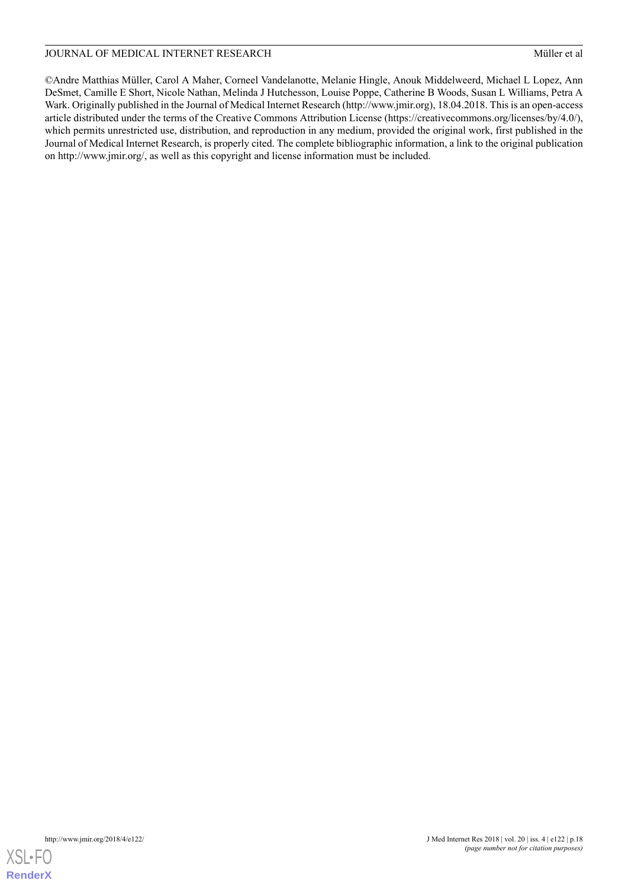©Andre Matthias Müller, Carol A Maher, Corneel Vandelanotte, Melanie Hingle, Anouk Middelweerd, Michael L Lopez, Ann DeSmet, Camille E Short, Nicole Nathan, Melinda J Hutchesson, Louise Poppe, Catherine B Woods, Susan L Williams, Petra A Wark. Originally published in the Journal of Medical Internet Research (http://www.jmir.org), 18.04.2018. This is an open-access article distributed under the terms of the Creative Commons Attribution License (https://creativecommons.org/licenses/by/4.0/), which permits unrestricted use, distribution, and reproduction in any medium, provided the original work, first published in the Journal of Medical Internet Research, is properly cited. The complete bibliographic information, a link to the original publication on http://www.jmir.org/, as well as this copyright and license information must be included.